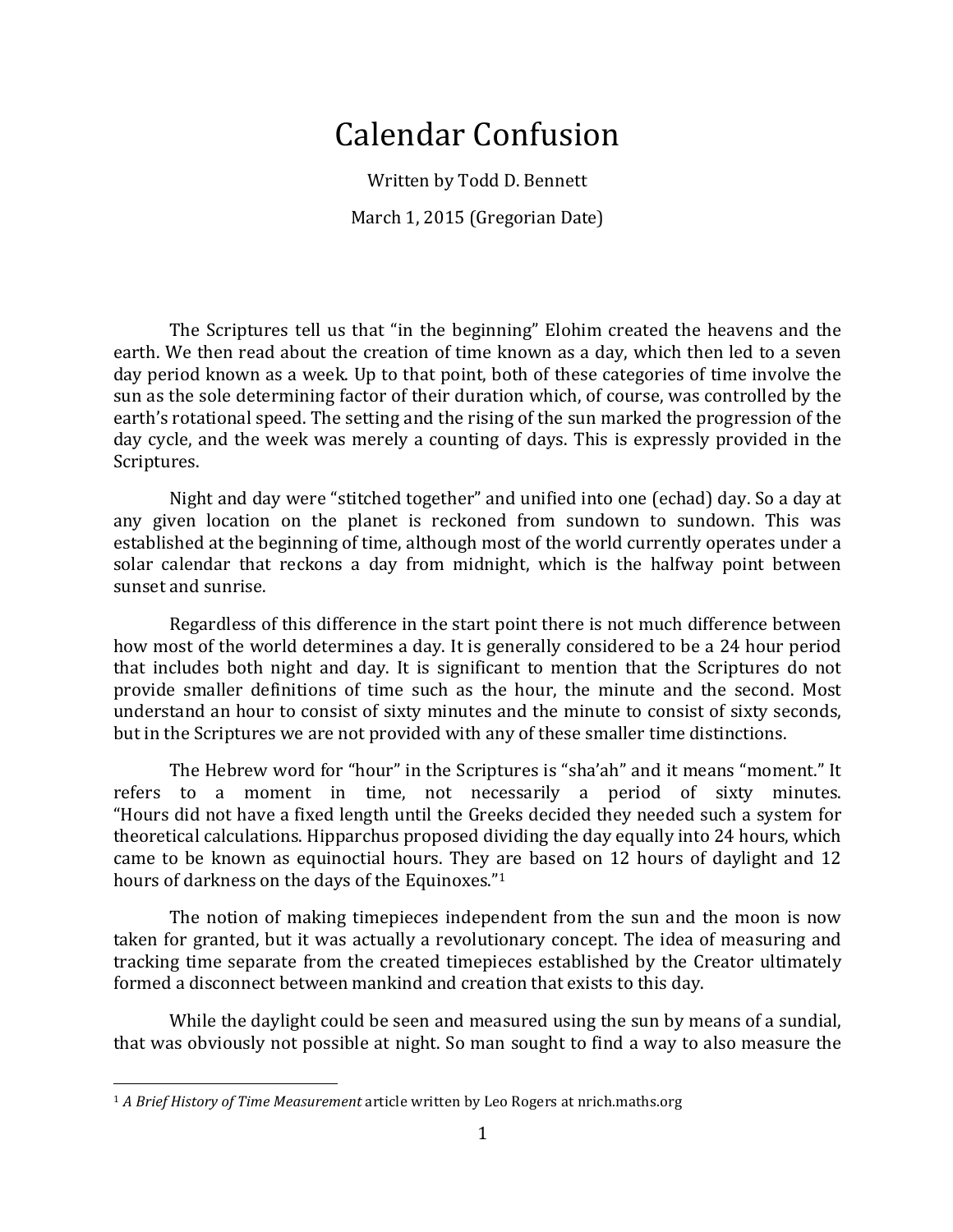# Calendar Confusion

Written by Todd D. Bennett

March 1, 2015 (Gregorian Date)

The Scriptures tell us that "in the beginning" Elohim created the heavens and the earth. We then read about the creation of time known as a day, which then led to a seven day period known as a week. Up to that point, both of these categories of time involve the sun as the sole determining factor of their duration which, of course, was controlled by the earth's rotational speed. The setting and the rising of the sun marked the progression of the day cycle, and the week was merely a counting of days. This is expressly provided in the Scriptures.

Night and day were "stitched together" and unified into one (echad) day. So a day at any given location on the planet is reckoned from sundown to sundown. This was established at the beginning of time, although most of the world currently operates under a solar calendar that reckons a day from midnight, which is the halfway point between sunset and sunrise.

Regardless of this difference in the start point there is not much difference between how most of the world determines a day. It is generally considered to be a 24 hour period that includes both night and day. It is significant to mention that the Scriptures do not provide smaller definitions of time such as the hour, the minute and the second. Most understand an hour to consist of sixty minutes and the minute to consist of sixty seconds, but in the Scriptures we are not provided with any of these smaller time distinctions.

The Hebrew word for "hour" in the Scriptures is "sha'ah" and it means "moment." It refers to a moment in time, not necessarily a period of sixty minutes. "Hours did not have a fixed length until the Greeks decided they needed such a system for theoretical calculations. Hipparchus proposed dividing the day equally into 24 hours, which came to be known as equinoctial hours. They are based on 12 hours of daylight and 12 hours of darkness on the days of the Equinoxes."[1]

The notion of making timepieces independent from the sun and the moon is now taken for granted, but it was actually a revolutionary concept. The idea of measuring and tracking time separate from the created timepieces established by the Creator ultimately formed a disconnect between mankind and creation that exists to this day.

While the daylight could be seen and measured using the sun by means of a sundial, that was obviously not possible at night. So man sought to find a way to also measure the

---

[1] *A Brief History of Time Measurement* article written by Leo Rogers at nrich.maths.org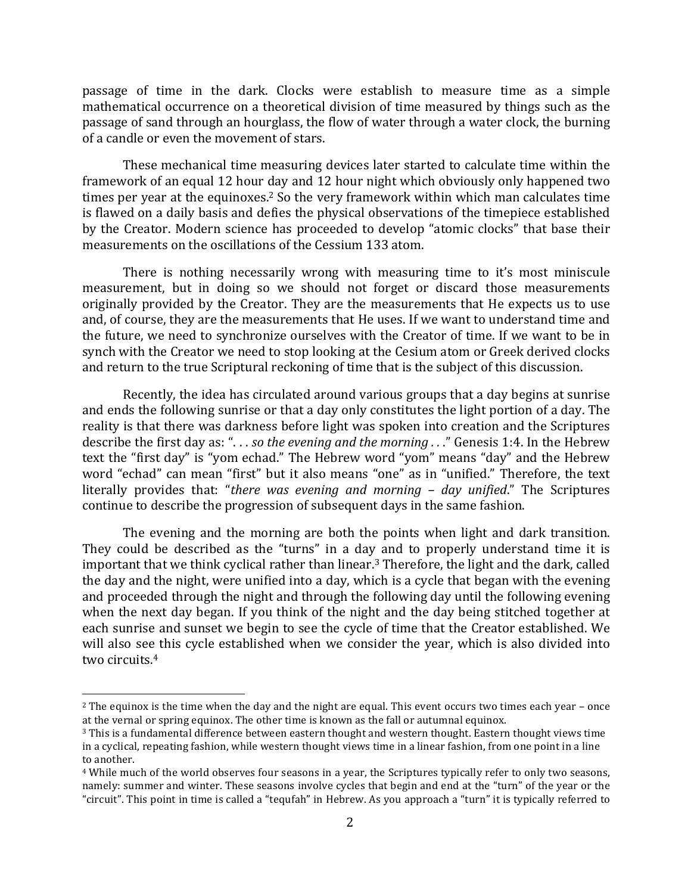passage of time in the dark. Clocks were establish to measure time as a simple mathematical occurrence on a theoretical division of time measured by things such as the passage of sand through an hourglass, the flow of water through a water clock, the burning of a candle or even the movement of stars.

These mechanical time measuring devices later started to calculate time within the framework of an equal 12 hour day and 12 hour night which obviously only happened two times per year at the equinoxes.[2] So the very framework within which man calculates time is flawed on a daily basis and defies the physical observations of the timepiece established by the Creator. Modern science has proceeded to develop "atomic clocks" that base their measurements on the oscillations of the Cessium 133 atom.

There is nothing necessarily wrong with measuring time to it's most miniscule measurement, but in doing so we should not forget or discard those measurements originally provided by the Creator. They are the measurements that He expects us to use and, of course, they are the measurements that He uses. If we want to understand time and the future, we need to synchronize ourselves with the Creator of time. If we want to be in synch with the Creator we need to stop looking at the Cesium atom or Greek derived clocks and return to the true Scriptural reckoning of time that is the subject of this discussion.

Recently, the idea has circulated around various groups that a day begins at sunrise and ends the following sunrise or that a day only constitutes the light portion of a day. The reality is that there was darkness before light was spoken into creation and the Scriptures describe the first day as: ". . . *so the evening and the morning . . .*" Genesis 1:4. In the Hebrew text the "first day" is "yom echad." The Hebrew word "yom" means "day" and the Hebrew word "echad" can mean "first" but it also means "one" as in "unified." Therefore, the text literally provides that: "*there was evening and morning – day unified*." The Scriptures continue to describe the progression of subsequent days in the same fashion.

The evening and the morning are both the points when light and dark transition. They could be described as the "turns" in a day and to properly understand time it is important that we think cyclical rather than linear.[3] Therefore, the light and the dark, called the day and the night, were unified into a day, which is a cycle that began with the evening and proceeded through the night and through the following day until the following evening when the next day began. If you think of the night and the day being stitched together at each sunrise and sunset we begin to see the cycle of time that the Creator established. We will also see this cycle established when we consider the year, which is also divided into two circuits.[4]

---

[2] The equinox is the time when the day and the night are equal. This event occurs two times each year – once at the vernal or spring equinox. The other time is known as the fall or autumnal equinox.

[3] This is a fundamental difference between eastern thought and western thought. Eastern thought views time in a cyclical, repeating fashion, while western thought views time in a linear fashion, from one point in a line to another.

[4] While much of the world observes four seasons in a year, the Scriptures typically refer to only two seasons, namely: summer and winter. These seasons involve cycles that begin and end at the "turn" of the year or the "circuit". This point in time is called a "tequfah" in Hebrew. As you approach a "turn" it is typically referred to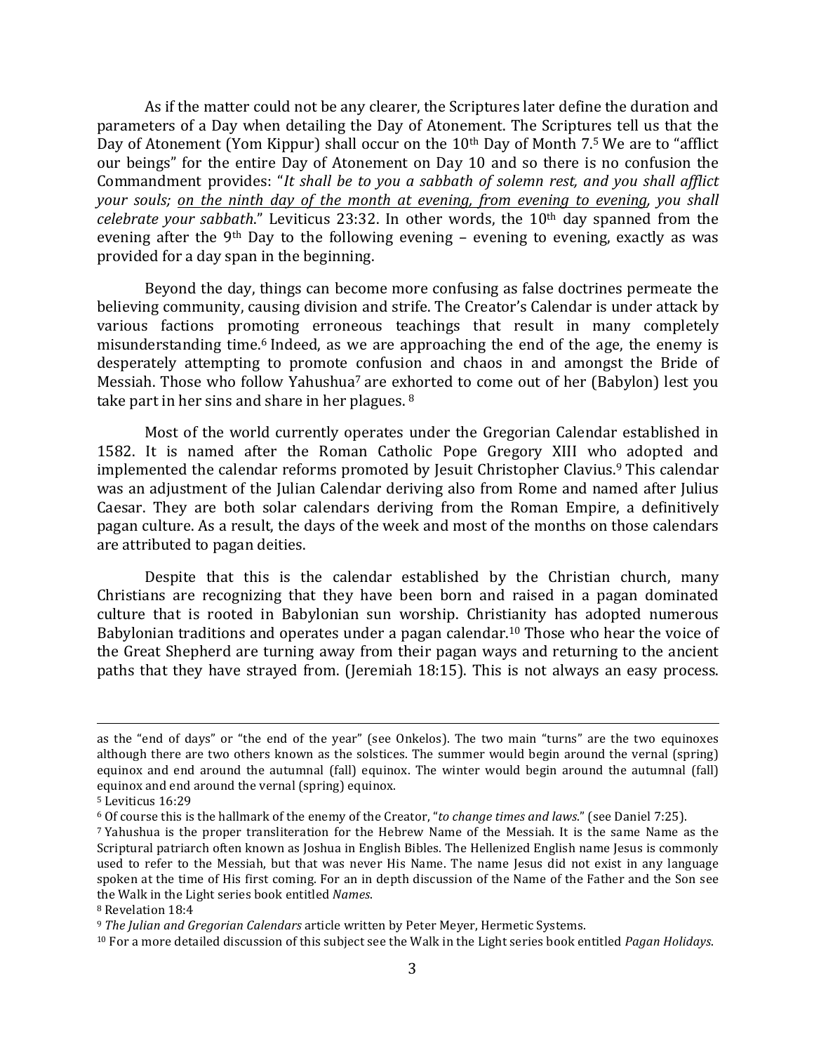As if the matter could not be any clearer, the Scriptures later define the duration and parameters of a Day when detailing the Day of Atonement. The Scriptures tell us that the Day of Atonement (Yom Kippur) shall occur on the 10th Day of Month 7.[5] We are to "afflict our beings" for the entire Day of Atonement on Day 10 and so there is no confusion the Commandment provides: "*It shall be to you a sabbath of solemn rest, and you shall afflict your souls;* <u>*on the ninth day of the month at evening, from evening to evening*</u>*, you shall celebrate your sabbath*." Leviticus 23:32. In other words, the 10th day spanned from the evening after the 9th Day to the following evening – evening to evening, exactly as was provided for a day span in the beginning.

Beyond the day, things can become more confusing as false doctrines permeate the believing community, causing division and strife. The Creator's Calendar is under attack by various factions promoting erroneous teachings that result in many completely misunderstanding time.[6] Indeed, as we are approaching the end of the age, the enemy is desperately attempting to promote confusion and chaos in and amongst the Bride of Messiah. Those who follow Yahushua[7] are exhorted to come out of her (Babylon) lest you take part in her sins and share in her plagues. [8]

Most of the world currently operates under the Gregorian Calendar established in 1582. It is named after the Roman Catholic Pope Gregory XIII who adopted and implemented the calendar reforms promoted by Jesuit Christopher Clavius.[9] This calendar was an adjustment of the Julian Calendar deriving also from Rome and named after Julius Caesar. They are both solar calendars deriving from the Roman Empire, a definitively pagan culture. As a result, the days of the week and most of the months on those calendars are attributed to pagan deities.

Despite that this is the calendar established by the Christian church, many Christians are recognizing that they have been born and raised in a pagan dominated culture that is rooted in Babylonian sun worship. Christianity has adopted numerous Babylonian traditions and operates under a pagan calendar.[10] Those who hear the voice of the Great Shepherd are turning away from their pagan ways and returning to the ancient paths that they have strayed from. (Jeremiah 18:15). This is not always an easy process.

---

as the "end of days" or "the end of the year" (see Onkelos). The two main "turns" are the two equinoxes although there are two others known as the solstices. The summer would begin around the vernal (spring) equinox and end around the autumnal (fall) equinox. The winter would begin around the autumnal (fall) equinox and end around the vernal (spring) equinox.

[5] Leviticus 16:29

[6] Of course this is the hallmark of the enemy of the Creator, "*to change times and laws*." (see Daniel 7:25).

[7] Yahushua is the proper transliteration for the Hebrew Name of the Messiah. It is the same Name as the Scriptural patriarch often known as Joshua in English Bibles. The Hellenized English name Jesus is commonly used to refer to the Messiah, but that was never His Name. The name Jesus did not exist in any language spoken at the time of His first coming. For an in depth discussion of the Name of the Father and the Son see the Walk in the Light series book entitled *Names*.

[8] Revelation 18:4

[9] *The Julian and Gregorian Calendars* article written by Peter Meyer, Hermetic Systems.

[10] For a more detailed discussion of this subject see the Walk in the Light series book entitled *Pagan Holidays*.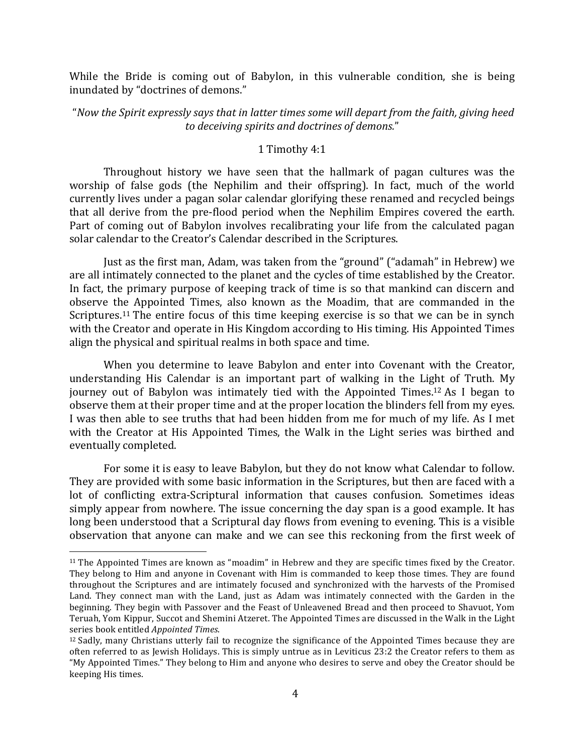While the Bride is coming out of Babylon, in this vulnerable condition, she is being inundated by "doctrines of demons."

"*Now the Spirit expressly says that in latter times some will depart from the faith, giving heed to deceiving spirits and doctrines of demons.*"

1 Timothy 4:1

Throughout history we have seen that the hallmark of pagan cultures was the worship of false gods (the Nephilim and their offspring). In fact, much of the world currently lives under a pagan solar calendar glorifying these renamed and recycled beings that all derive from the pre-flood period when the Nephilim Empires covered the earth. Part of coming out of Babylon involves recalibrating your life from the calculated pagan solar calendar to the Creator's Calendar described in the Scriptures.

Just as the first man, Adam, was taken from the "ground" ("adamah" in Hebrew) we are all intimately connected to the planet and the cycles of time established by the Creator. In fact, the primary purpose of keeping track of time is so that mankind can discern and observe the Appointed Times, also known as the Moadim, that are commanded in the Scriptures.[11] The entire focus of this time keeping exercise is so that we can be in synch with the Creator and operate in His Kingdom according to His timing. His Appointed Times align the physical and spiritual realms in both space and time.

When you determine to leave Babylon and enter into Covenant with the Creator, understanding His Calendar is an important part of walking in the Light of Truth. My journey out of Babylon was intimately tied with the Appointed Times.[12] As I began to observe them at their proper time and at the proper location the blinders fell from my eyes. I was then able to see truths that had been hidden from me for much of my life. As I met with the Creator at His Appointed Times, the Walk in the Light series was birthed and eventually completed.

For some it is easy to leave Babylon, but they do not know what Calendar to follow. They are provided with some basic information in the Scriptures, but then are faced with a lot of conflicting extra-Scriptural information that causes confusion. Sometimes ideas simply appear from nowhere. The issue concerning the day span is a good example. It has long been understood that a Scriptural day flows from evening to evening. This is a visible observation that anyone can make and we can see this reckoning from the first week of

---

[11] The Appointed Times are known as "moadim" in Hebrew and they are specific times fixed by the Creator. They belong to Him and anyone in Covenant with Him is commanded to keep those times. They are found throughout the Scriptures and are intimately focused and synchronized with the harvests of the Promised Land. They connect man with the Land, just as Adam was intimately connected with the Garden in the beginning. They begin with Passover and the Feast of Unleavened Bread and then proceed to Shavuot, Yom Teruah, Yom Kippur, Succot and Shemini Atzeret. The Appointed Times are discussed in the Walk in the Light series book entitled *Appointed Times*.

[12] Sadly, many Christians utterly fail to recognize the significance of the Appointed Times because they are often referred to as Jewish Holidays. This is simply untrue as in Leviticus 23:2 the Creator refers to them as "My Appointed Times." They belong to Him and anyone who desires to serve and obey the Creator should be keeping His times.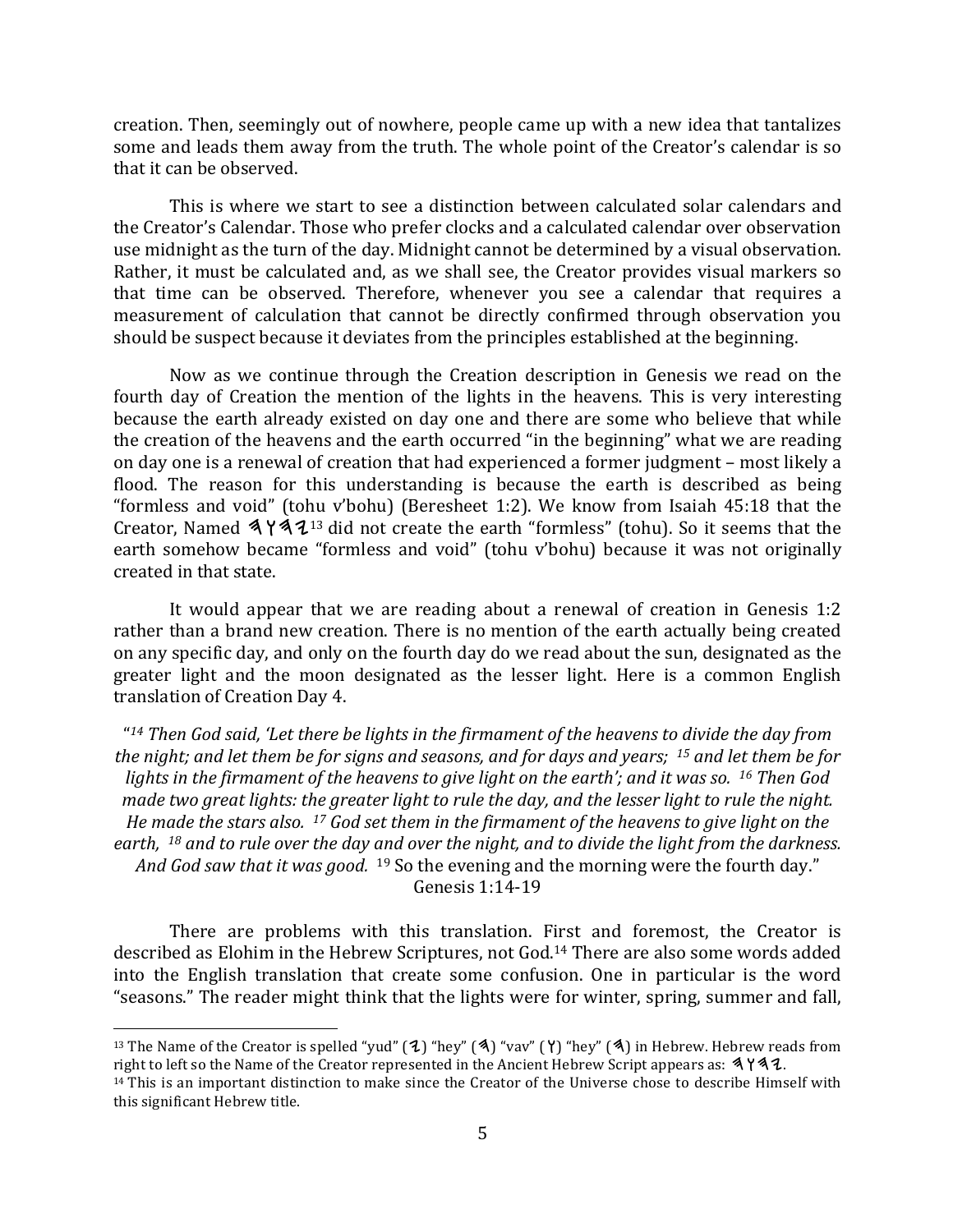creation. Then, seemingly out of nowhere, people came up with a new idea that tantalizes some and leads them away from the truth. The whole point of the Creator's calendar is so that it can be observed.

This is where we start to see a distinction between calculated solar calendars and the Creator's Calendar. Those who prefer clocks and a calculated calendar over observation use midnight as the turn of the day. Midnight cannot be determined by a visual observation. Rather, it must be calculated and, as we shall see, the Creator provides visual markers so that time can be observed. Therefore, whenever you see a calendar that requires a measurement of calculation that cannot be directly confirmed through observation you should be suspect because it deviates from the principles established at the beginning.

Now as we continue through the Creation description in Genesis we read on the fourth day of Creation the mention of the lights in the heavens. This is very interesting because the earth already existed on day one and there are some who believe that while the creation of the heavens and the earth occurred "in the beginning" what we are reading on day one is a renewal of creation that had experienced a former judgment – most likely a flood. The reason for this understanding is because the earth is described as being "formless and void" (tohu v'bohu) (Beresheet 1:2). We know from Isaiah 45:18 that the Creator, Named 𐤄𐤅𐤄𐤉[13] did not create the earth "formless" (tohu). So it seems that the earth somehow became "formless and void" (tohu v'bohu) because it was not originally created in that state.

It would appear that we are reading about a renewal of creation in Genesis 1:2 rather than a brand new creation. There is no mention of the earth actually being created on any specific day, and only on the fourth day do we read about the sun, designated as the greater light and the moon designated as the lesser light. Here is a common English translation of Creation Day 4.

"*[14] Then God said, 'Let there be lights in the firmament of the heavens to divide the day from the night; and let them be for signs and seasons, and for days and years; [15] and let them be for lights in the firmament of the heavens to give light on the earth'; and it was so. [16] Then God made two great lights: the greater light to rule the day, and the lesser light to rule the night. He made the stars also. [17] God set them in the firmament of the heavens to give light on the earth, [18] and to rule over the day and over the night, and to divide the light from the darkness. And God saw that it was good.* [19] So the evening and the morning were the fourth day."
Genesis 1:14-19

There are problems with this translation. First and foremost, the Creator is described as Elohim in the Hebrew Scriptures, not God.[14] There are also some words added into the English translation that create some confusion. One in particular is the word "seasons." The reader might think that the lights were for winter, spring, summer and fall,

---

[13] The Name of the Creator is spelled "yud" (𐤉) "hey" (𐤄) "vav" (𐤅) "hey" (𐤄) in Hebrew. Hebrew reads from right to left so the Name of the Creator represented in the Ancient Hebrew Script appears as: 𐤄𐤅𐤄𐤉.

[14] This is an important distinction to make since the Creator of the Universe chose to describe Himself with this significant Hebrew title.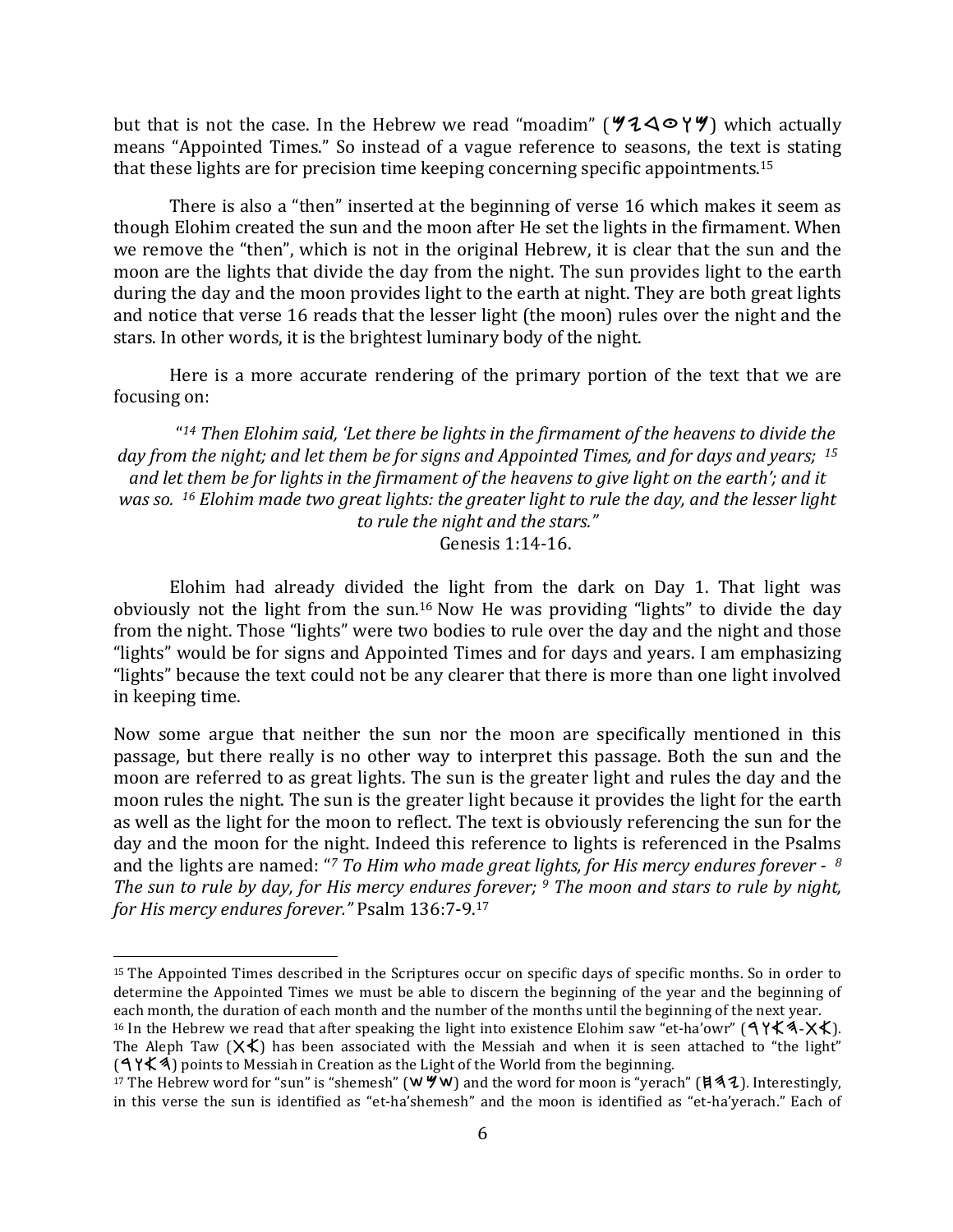but that is not the case. In the Hebrew we read "moadim" (𐤌𐤅𐤏𐤃𐤉𐤌) which actually means "Appointed Times." So instead of a vague reference to seasons, the text is stating that these lights are for precision time keeping concerning specific appointments.[15]

There is also a "then" inserted at the beginning of verse 16 which makes it seem as though Elohim created the sun and the moon after He set the lights in the firmament. When we remove the "then", which is not in the original Hebrew, it is clear that the sun and the moon are the lights that divide the day from the night. The sun provides light to the earth during the day and the moon provides light to the earth at night. They are both great lights and notice that verse 16 reads that the lesser light (the moon) rules over the night and the stars. In other words, it is the brightest luminary body of the night.

Here is a more accurate rendering of the primary portion of the text that we are focusing on:

> "*[14] Then Elohim said, 'Let there be lights in the firmament of the heavens to divide the day from the night; and let them be for signs and Appointed Times, and for days and years; [15] and let them be for lights in the firmament of the heavens to give light on the earth'; and it was so. [16] Elohim made two great lights: the greater light to rule the day, and the lesser light to rule the night and the stars."*
>
> Genesis 1:14-16.

Elohim had already divided the light from the dark on Day 1. That light was obviously not the light from the sun.[16] Now He was providing "lights" to divide the day from the night. Those "lights" were two bodies to rule over the day and the night and those "lights" would be for signs and Appointed Times and for days and years. I am emphasizing "lights" because the text could not be any clearer that there is more than one light involved in keeping time.

Now some argue that neither the sun nor the moon are specifically mentioned in this passage, but there really is no other way to interpret this passage. Both the sun and the moon are referred to as great lights. The sun is the greater light and rules the day and the moon rules the night. The sun is the greater light because it provides the light for the earth as well as the light for the moon to reflect. The text is obviously referencing the sun for the day and the moon for the night. Indeed this reference to lights is referenced in the Psalms and the lights are named: "*[7] To Him who made great lights, for His mercy endures forever - [8] The sun to rule by day, for His mercy endures forever; [9] The moon and stars to rule by night, for His mercy endures forever."* Psalm 136:7-9.[17]

---

[15] The Appointed Times described in the Scriptures occur on specific days of specific months. So in order to determine the Appointed Times we must be able to discern the beginning of the year and the beginning of each month, the duration of each month and the number of the months until the beginning of the next year.

[16] In the Hebrew we read that after speaking the light into existence Elohim saw "et-ha'owr" (𐤀𐤕-𐤄𐤀𐤅𐤓). The Aleph Taw (𐤀𐤕) has been associated with the Messiah and when it is seen attached to "the light" (𐤄𐤀𐤅𐤓) points to Messiah in Creation as the Light of the World from the beginning.

[17] The Hebrew word for "sun" is "shemesh" (𐤔𐤌𐤔) and the word for moon is "yerach" (𐤉𐤓𐤇). Interestingly, in this verse the sun is identified as "et-ha'shemesh" and the moon is identified as "et-ha'yerach." Each of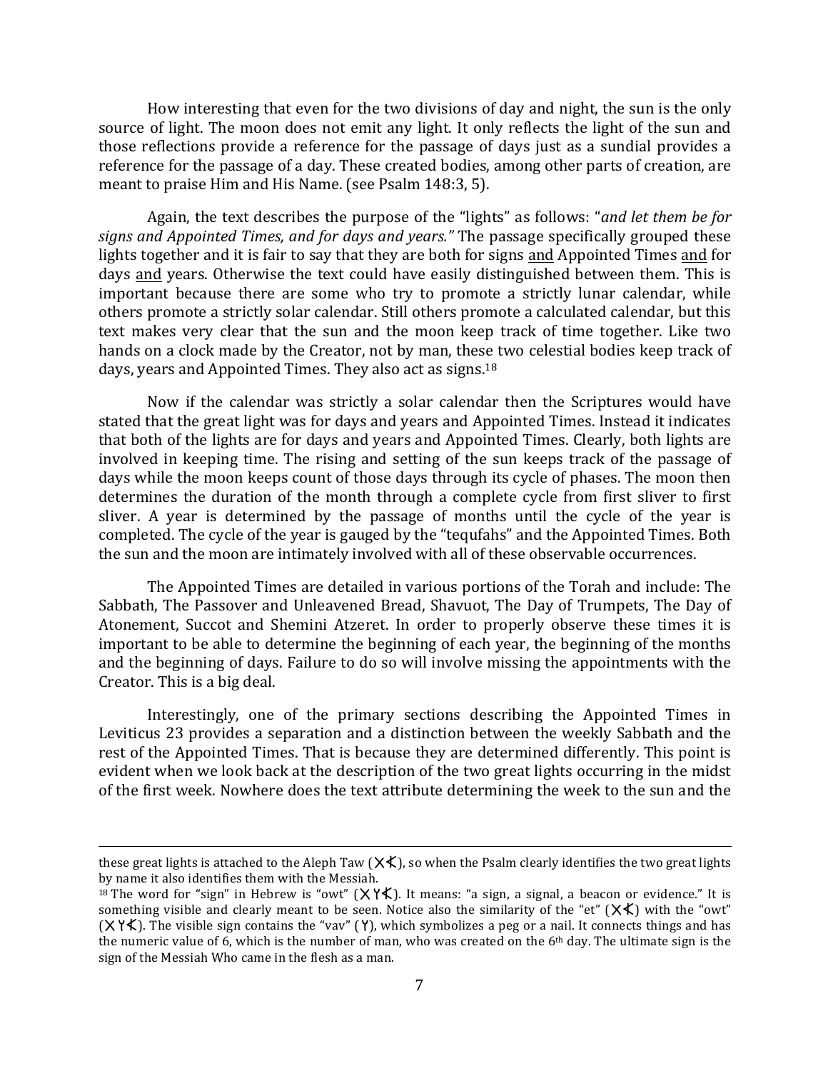How interesting that even for the two divisions of day and night, the sun is the only source of light. The moon does not emit any light. It only reflects the light of the sun and those reflections provide a reference for the passage of days just as a sundial provides a reference for the passage of a day. These created bodies, among other parts of creation, are meant to praise Him and His Name. (see Psalm 148:3, 5).

Again, the text describes the purpose of the "lights" as follows: "*and let them be for signs and Appointed Times, and for days and years.*" The passage specifically grouped these lights together and it is fair to say that they are both for signs <u>and</u> Appointed Times <u>and</u> for days <u>and</u> years. Otherwise the text could have easily distinguished between them. This is important because there are some who try to promote a strictly lunar calendar, while others promote a strictly solar calendar. Still others promote a calculated calendar, but this text makes very clear that the sun and the moon keep track of time together. Like two hands on a clock made by the Creator, not by man, these two celestial bodies keep track of days, years and Appointed Times. They also act as signs.[18]

Now if the calendar was strictly a solar calendar then the Scriptures would have stated that the great light was for days and years and Appointed Times. Instead it indicates that both of the lights are for days and years and Appointed Times. Clearly, both lights are involved in keeping time. The rising and setting of the sun keeps track of the passage of days while the moon keeps count of those days through its cycle of phases. The moon then determines the duration of the month through a complete cycle from first sliver to first sliver. A year is determined by the passage of months until the cycle of the year is completed. The cycle of the year is gauged by the "tequfahs" and the Appointed Times. Both the sun and the moon are intimately involved with all of these observable occurrences.

The Appointed Times are detailed in various portions of the Torah and include: The Sabbath, The Passover and Unleavened Bread, Shavuot, The Day of Trumpets, The Day of Atonement, Succot and Shemini Atzeret. In order to properly observe these times it is important to be able to determine the beginning of each year, the beginning of the months and the beginning of days. Failure to do so will involve missing the appointments with the Creator. This is a big deal.

Interestingly, one of the primary sections describing the Appointed Times in Leviticus 23 provides a separation and a distinction between the weekly Sabbath and the rest of the Appointed Times. That is because they are determined differently. This point is evident when we look back at the description of the two great lights occurring in the midst of the first week. Nowhere does the text attribute determining the week to the sun and the

---

these great lights is attached to the Aleph Taw (X𐤀), so when the Psalm clearly identifies the two great lights by name it also identifies them with the Messiah.

[18] The word for "sign" in Hebrew is "owt" (XY𐤀). It means: "a sign, a signal, a beacon or evidence." It is something visible and clearly meant to be seen. Notice also the similarity of the "et" (X𐤀) with the "owt" (XY𐤀). The visible sign contains the "vav" (Y), which symbolizes a peg or a nail. It connects things and has the numeric value of 6, which is the number of man, who was created on the 6th day. The ultimate sign is the sign of the Messiah Who came in the flesh as a man.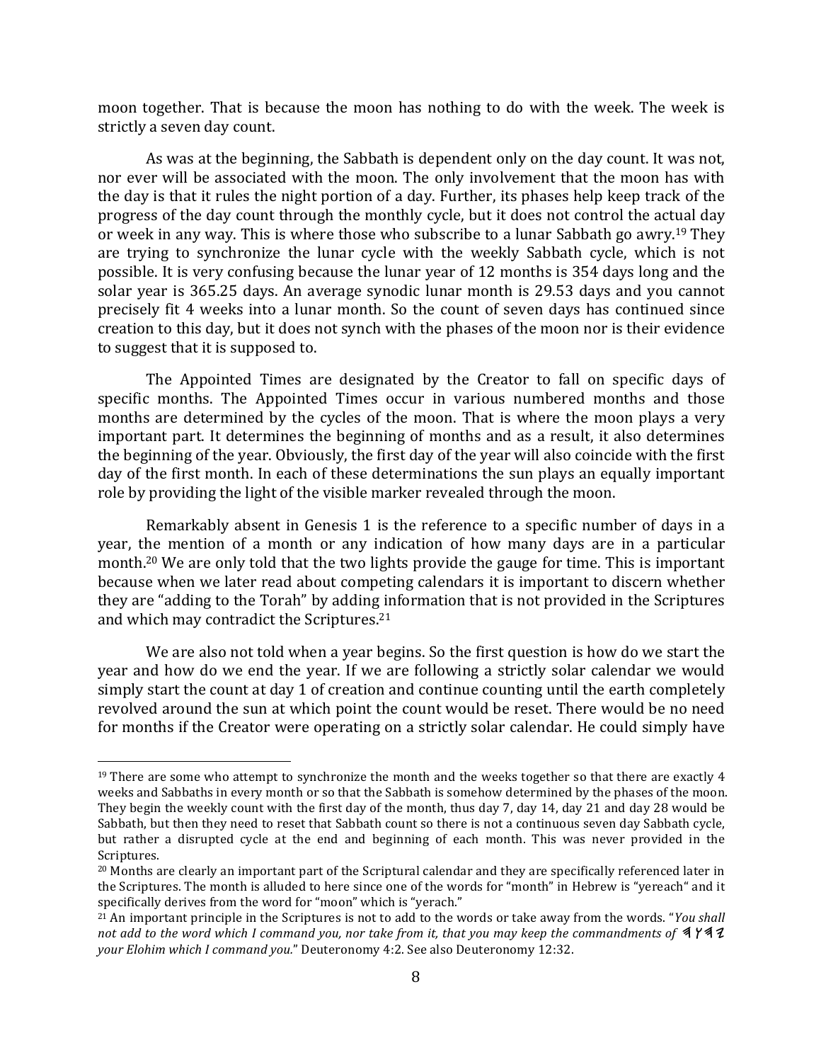moon together. That is because the moon has nothing to do with the week. The week is strictly a seven day count.

As was at the beginning, the Sabbath is dependent only on the day count. It was not, nor ever will be associated with the moon. The only involvement that the moon has with the day is that it rules the night portion of a day. Further, its phases help keep track of the progress of the day count through the monthly cycle, but it does not control the actual day or week in any way. This is where those who subscribe to a lunar Sabbath go awry.[19] They are trying to synchronize the lunar cycle with the weekly Sabbath cycle, which is not possible. It is very confusing because the lunar year of 12 months is 354 days long and the solar year is 365.25 days. An average synodic lunar month is 29.53 days and you cannot precisely fit 4 weeks into a lunar month. So the count of seven days has continued since creation to this day, but it does not synch with the phases of the moon nor is their evidence to suggest that it is supposed to.

The Appointed Times are designated by the Creator to fall on specific days of specific months. The Appointed Times occur in various numbered months and those months are determined by the cycles of the moon. That is where the moon plays a very important part. It determines the beginning of months and as a result, it also determines the beginning of the year. Obviously, the first day of the year will also coincide with the first day of the first month. In each of these determinations the sun plays an equally important role by providing the light of the visible marker revealed through the moon.

Remarkably absent in Genesis 1 is the reference to a specific number of days in a year, the mention of a month or any indication of how many days are in a particular month.[20] We are only told that the two lights provide the gauge for time. This is important because when we later read about competing calendars it is important to discern whether they are "adding to the Torah" by adding information that is not provided in the Scriptures and which may contradict the Scriptures.[21]

We are also not told when a year begins. So the first question is how do we start the year and how do we end the year. If we are following a strictly solar calendar we would simply start the count at day 1 of creation and continue counting until the earth completely revolved around the sun at which point the count would be reset. There would be no need for months if the Creator were operating on a strictly solar calendar. He could simply have

---

[19] There are some who attempt to synchronize the month and the weeks together so that there are exactly 4 weeks and Sabbaths in every month or so that the Sabbath is somehow determined by the phases of the moon. They begin the weekly count with the first day of the month, thus day 7, day 14, day 21 and day 28 would be Sabbath, but then they need to reset that Sabbath count so there is not a continuous seven day Sabbath cycle, but rather a disrupted cycle at the end and beginning of each month. This was never provided in the Scriptures.

[20] Months are clearly an important part of the Scriptural calendar and they are specifically referenced later in the Scriptures. The month is alluded to here since one of the words for "month" in Hebrew is "yereach" and it specifically derives from the word for "moon" which is "yerach."

[21] An important principle in the Scriptures is not to add to the words or take away from the words. "*You shall not add to the word which I command you, nor take from it, that you may keep the commandments of* 𐤉𐤄𐤅𐤄 *your Elohim which I command you.*" Deuteronomy 4:2. See also Deuteronomy 12:32.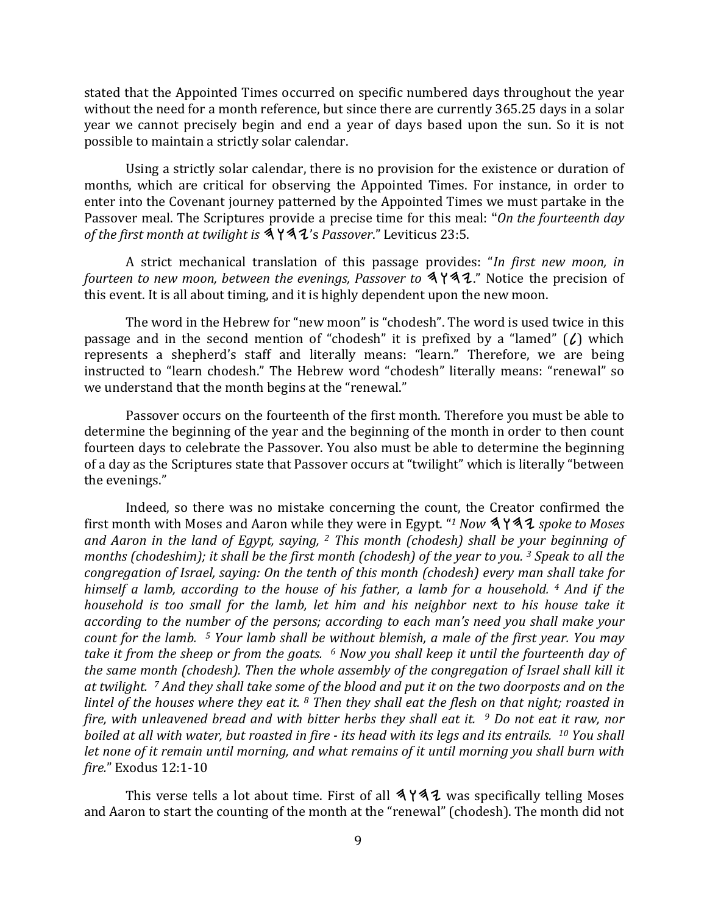stated that the Appointed Times occurred on specific numbered days throughout the year without the need for a month reference, but since there are currently 365.25 days in a solar year we cannot precisely begin and end a year of days based upon the sun. So it is not possible to maintain a strictly solar calendar.

Using a strictly solar calendar, there is no provision for the existence or duration of months, which are critical for observing the Appointed Times. For instance, in order to enter into the Covenant journey patterned by the Appointed Times we must partake in the Passover meal. The Scriptures provide a precise time for this meal: "*On the fourteenth day of the first month at twilight is* 𐤉𐤄𐤅𐤄*'s Passover*." Leviticus 23:5.

A strict mechanical translation of this passage provides: "*In first new moon, in fourteen to new moon, between the evenings, Passover to* 𐤉𐤄𐤅𐤄." Notice the precision of this event. It is all about timing, and it is highly dependent upon the new moon.

The word in the Hebrew for "new moon" is "chodesh". The word is used twice in this passage and in the second mention of "chodesh" it is prefixed by a "lamed" (𐤋) which represents a shepherd's staff and literally means: "learn." Therefore, we are being instructed to "learn chodesh." The Hebrew word "chodesh" literally means: "renewal" so we understand that the month begins at the "renewal."

Passover occurs on the fourteenth of the first month. Therefore you must be able to determine the beginning of the year and the beginning of the month in order to then count fourteen days to celebrate the Passover. You also must be able to determine the beginning of a day as the Scriptures state that Passover occurs at "twilight" which is literally "between the evenings."

Indeed, so there was no mistake concerning the count, the Creator confirmed the first month with Moses and Aaron while they were in Egypt. "*[1] Now* 𐤉𐤄𐤅𐤄 *spoke to Moses and Aaron in the land of Egypt, saying, [2] This month (chodesh) shall be your beginning of months (chodeshim); it shall be the first month (chodesh) of the year to you. [3] Speak to all the congregation of Israel, saying: On the tenth of this month (chodesh) every man shall take for himself a lamb, according to the house of his father, a lamb for a household. [4] And if the household is too small for the lamb, let him and his neighbor next to his house take it according to the number of the persons; according to each man's need you shall make your count for the lamb. [5] Your lamb shall be without blemish, a male of the first year. You may take it from the sheep or from the goats. [6] Now you shall keep it until the fourteenth day of the same month (chodesh). Then the whole assembly of the congregation of Israel shall kill it at twilight. [7] And they shall take some of the blood and put it on the two doorposts and on the lintel of the houses where they eat it. [8] Then they shall eat the flesh on that night; roasted in fire, with unleavened bread and with bitter herbs they shall eat it. [9] Do not eat it raw, nor boiled at all with water, but roasted in fire - its head with its legs and its entrails. [10] You shall let none of it remain until morning, and what remains of it until morning you shall burn with fire.*" Exodus 12:1-10

This verse tells a lot about time. First of all 𐤉𐤄𐤅𐤄 was specifically telling Moses and Aaron to start the counting of the month at the "renewal" (chodesh). The month did not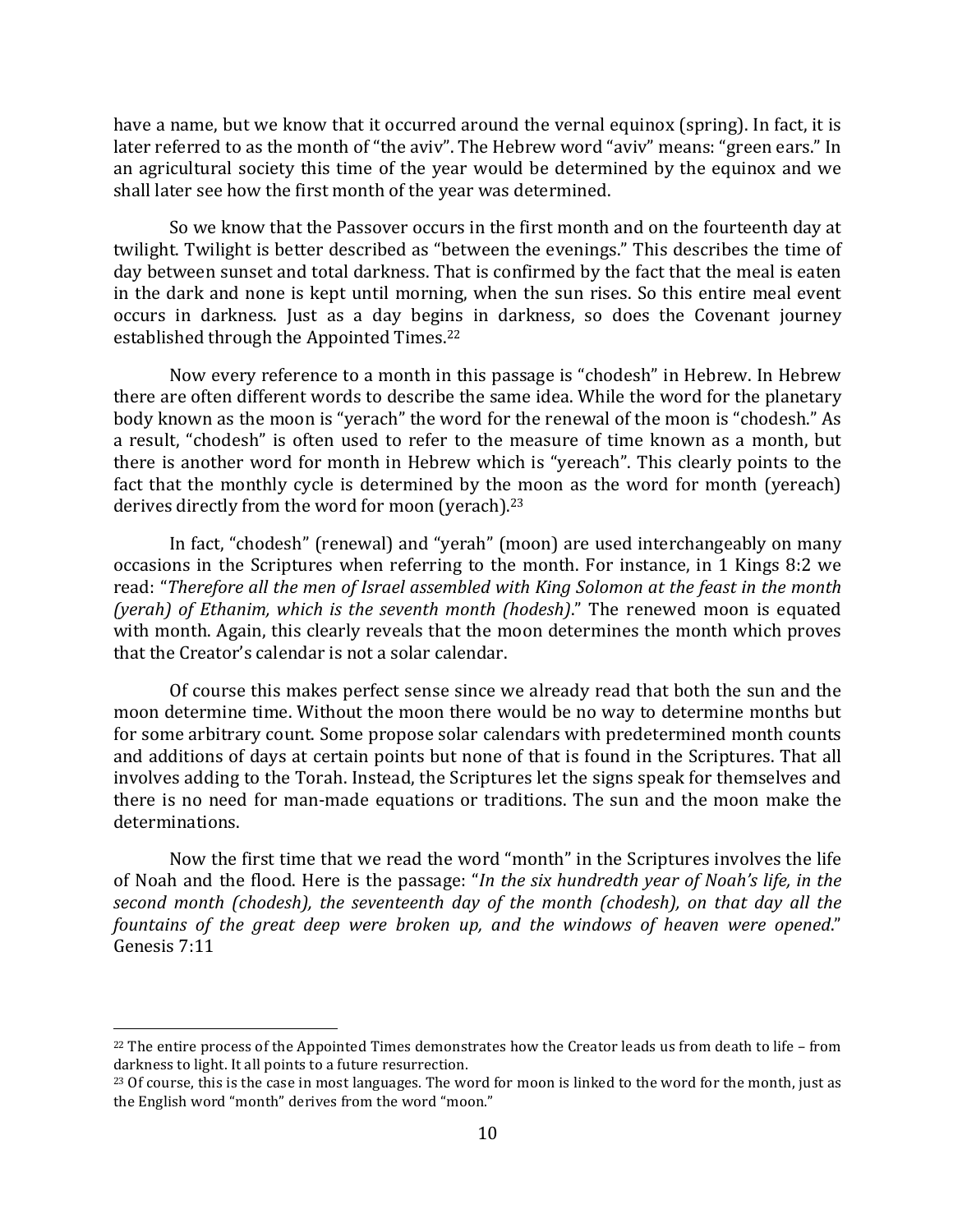have a name, but we know that it occurred around the vernal equinox (spring). In fact, it is later referred to as the month of "the aviv". The Hebrew word "aviv" means: "green ears." In an agricultural society this time of the year would be determined by the equinox and we shall later see how the first month of the year was determined.

So we know that the Passover occurs in the first month and on the fourteenth day at twilight. Twilight is better described as "between the evenings." This describes the time of day between sunset and total darkness. That is confirmed by the fact that the meal is eaten in the dark and none is kept until morning, when the sun rises. So this entire meal event occurs in darkness. Just as a day begins in darkness, so does the Covenant journey established through the Appointed Times.[22]

Now every reference to a month in this passage is "chodesh" in Hebrew. In Hebrew there are often different words to describe the same idea. While the word for the planetary body known as the moon is "yerach" the word for the renewal of the moon is "chodesh." As a result, "chodesh" is often used to refer to the measure of time known as a month, but there is another word for month in Hebrew which is "yereach". This clearly points to the fact that the monthly cycle is determined by the moon as the word for month (yereach) derives directly from the word for moon (yerach).[23]

In fact, "chodesh" (renewal) and "yerah" (moon) are used interchangeably on many occasions in the Scriptures when referring to the month. For instance, in 1 Kings 8:2 we read: "*Therefore all the men of Israel assembled with King Solomon at the feast in the month (yerah) of Ethanim, which is the seventh month (hodesh)*." The renewed moon is equated with month. Again, this clearly reveals that the moon determines the month which proves that the Creator's calendar is not a solar calendar.

Of course this makes perfect sense since we already read that both the sun and the moon determine time. Without the moon there would be no way to determine months but for some arbitrary count. Some propose solar calendars with predetermined month counts and additions of days at certain points but none of that is found in the Scriptures. That all involves adding to the Torah. Instead, the Scriptures let the signs speak for themselves and there is no need for man-made equations or traditions. The sun and the moon make the determinations.

Now the first time that we read the word "month" in the Scriptures involves the life of Noah and the flood. Here is the passage: "*In the six hundredth year of Noah's life, in the second month (chodesh), the seventeenth day of the month (chodesh), on that day all the fountains of the great deep were broken up, and the windows of heaven were opened*." Genesis 7:11

---

[22] The entire process of the Appointed Times demonstrates how the Creator leads us from death to life – from darkness to light. It all points to a future resurrection.

[23] Of course, this is the case in most languages. The word for moon is linked to the word for the month, just as the English word "month" derives from the word "moon."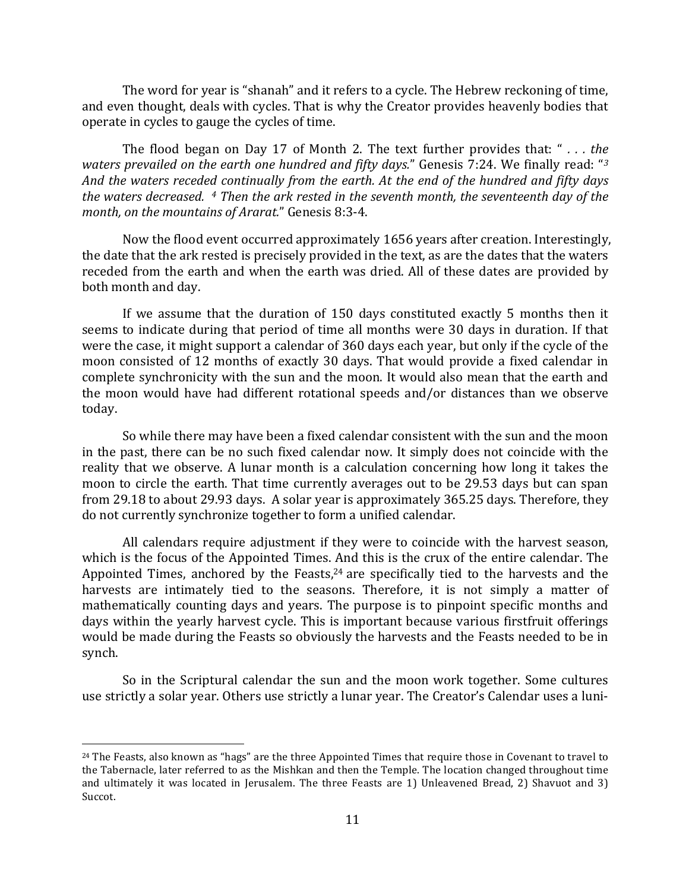The word for year is "shanah" and it refers to a cycle. The Hebrew reckoning of time, and even thought, deals with cycles. That is why the Creator provides heavenly bodies that operate in cycles to gauge the cycles of time.

The flood began on Day 17 of Month 2. The text further provides that: " *. . . the waters prevailed on the earth one hundred and fifty days.*" Genesis 7:24. We finally read: "*[3] And the waters receded continually from the earth. At the end of the hundred and fifty days the waters decreased. [4] Then the ark rested in the seventh month, the seventeenth day of the month, on the mountains of Ararat.*" Genesis 8:3-4.

Now the flood event occurred approximately 1656 years after creation. Interestingly, the date that the ark rested is precisely provided in the text, as are the dates that the waters receded from the earth and when the earth was dried. All of these dates are provided by both month and day.

If we assume that the duration of 150 days constituted exactly 5 months then it seems to indicate during that period of time all months were 30 days in duration. If that were the case, it might support a calendar of 360 days each year, but only if the cycle of the moon consisted of 12 months of exactly 30 days. That would provide a fixed calendar in complete synchronicity with the sun and the moon. It would also mean that the earth and the moon would have had different rotational speeds and/or distances than we observe today.

So while there may have been a fixed calendar consistent with the sun and the moon in the past, there can be no such fixed calendar now. It simply does not coincide with the reality that we observe. A lunar month is a calculation concerning how long it takes the moon to circle the earth. That time currently averages out to be 29.53 days but can span from 29.18 to about 29.93 days. A solar year is approximately 365.25 days. Therefore, they do not currently synchronize together to form a unified calendar.

All calendars require adjustment if they were to coincide with the harvest season, which is the focus of the Appointed Times. And this is the crux of the entire calendar. The Appointed Times, anchored by the Feasts,[24] are specifically tied to the harvests and the harvests are intimately tied to the seasons. Therefore, it is not simply a matter of mathematically counting days and years. The purpose is to pinpoint specific months and days within the yearly harvest cycle. This is important because various firstfruit offerings would be made during the Feasts so obviously the harvests and the Feasts needed to be in synch.

So in the Scriptural calendar the sun and the moon work together. Some cultures use strictly a solar year. Others use strictly a lunar year. The Creator's Calendar uses a luni-

---

[24] The Feasts, also known as "hags" are the three Appointed Times that require those in Covenant to travel to the Tabernacle, later referred to as the Mishkan and then the Temple. The location changed throughout time and ultimately it was located in Jerusalem. The three Feasts are 1) Unleavened Bread, 2) Shavuot and 3) Succot.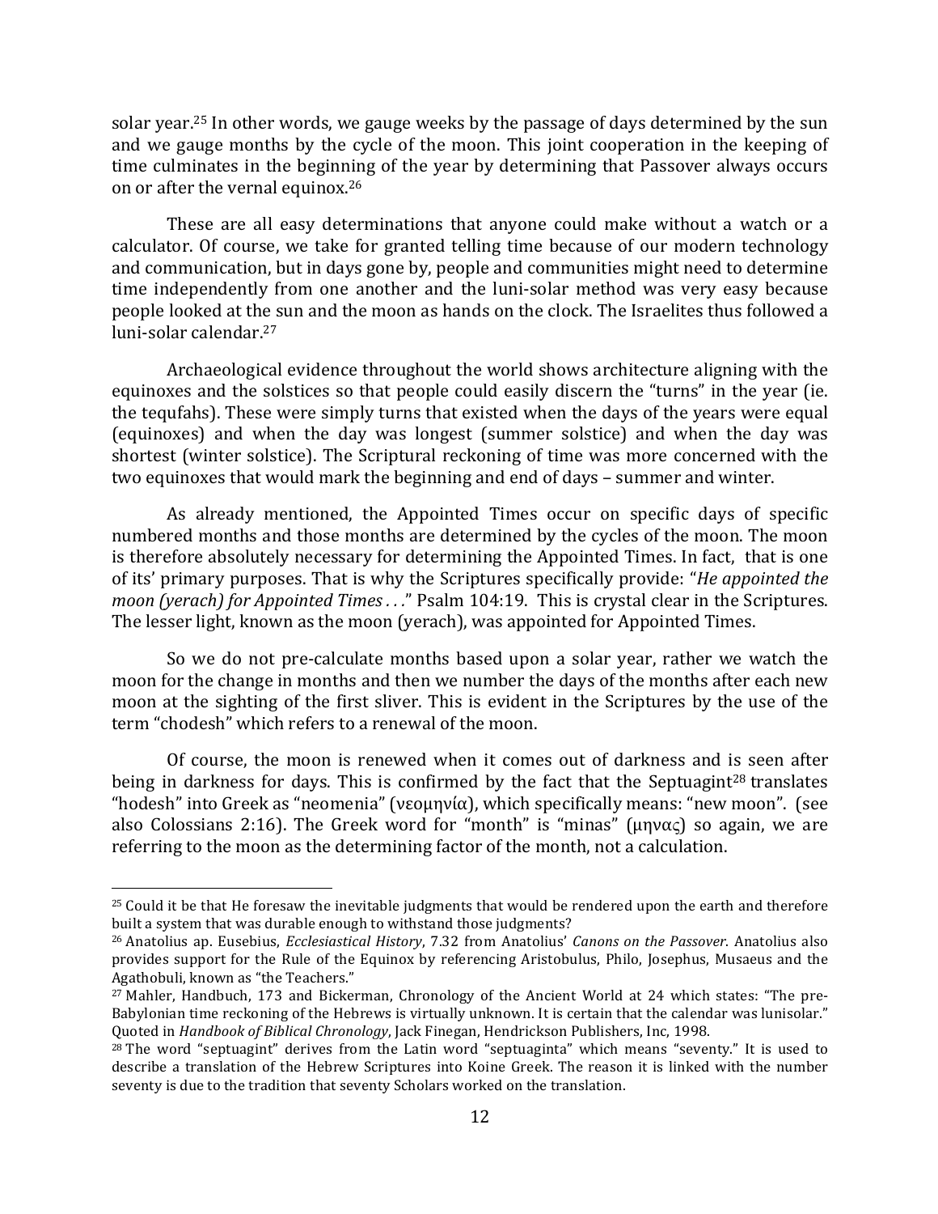solar year.[25] In other words, we gauge weeks by the passage of days determined by the sun and we gauge months by the cycle of the moon. This joint cooperation in the keeping of time culminates in the beginning of the year by determining that Passover always occurs on or after the vernal equinox.[26]

These are all easy determinations that anyone could make without a watch or a calculator. Of course, we take for granted telling time because of our modern technology and communication, but in days gone by, people and communities might need to determine time independently from one another and the luni-solar method was very easy because people looked at the sun and the moon as hands on the clock. The Israelites thus followed a luni-solar calendar.[27]

Archaeological evidence throughout the world shows architecture aligning with the equinoxes and the solstices so that people could easily discern the "turns" in the year (ie. the tequfahs). These were simply turns that existed when the days of the years were equal (equinoxes) and when the day was longest (summer solstice) and when the day was shortest (winter solstice). The Scriptural reckoning of time was more concerned with the two equinoxes that would mark the beginning and end of days – summer and winter.

As already mentioned, the Appointed Times occur on specific days of specific numbered months and those months are determined by the cycles of the moon. The moon is therefore absolutely necessary for determining the Appointed Times. In fact, that is one of its' primary purposes. That is why the Scriptures specifically provide: "*He appointed the moon (yerach) for Appointed Times . . .*" Psalm 104:19. This is crystal clear in the Scriptures. The lesser light, known as the moon (yerach), was appointed for Appointed Times.

So we do not pre-calculate months based upon a solar year, rather we watch the moon for the change in months and then we number the days of the months after each new moon at the sighting of the first sliver. This is evident in the Scriptures by the use of the term "chodesh" which refers to a renewal of the moon.

Of course, the moon is renewed when it comes out of darkness and is seen after being in darkness for days. This is confirmed by the fact that the Septuagint[28] translates "hodesh" into Greek as "neomenia" (νεομηνία), which specifically means: "new moon". (see also Colossians 2:16). The Greek word for "month" is "minas" (μηνας) so again, we are referring to the moon as the determining factor of the month, not a calculation.

---

[25] Could it be that He foresaw the inevitable judgments that would be rendered upon the earth and therefore built a system that was durable enough to withstand those judgments?

[26] Anatolius ap. Eusebius, *Ecclesiastical History*, 7.32 from Anatolius' *Canons on the Passover*. Anatolius also provides support for the Rule of the Equinox by referencing Aristobulus, Philo, Josephus, Musaeus and the Agathobuli, known as "the Teachers."

[27] Mahler, Handbuch, 173 and Bickerman, Chronology of the Ancient World at 24 which states: "The pre-Babylonian time reckoning of the Hebrews is virtually unknown. It is certain that the calendar was lunisolar." Quoted in *Handbook of Biblical Chronology*, Jack Finegan, Hendrickson Publishers, Inc, 1998.

[28] The word "septuagint" derives from the Latin word "septuaginta" which means "seventy." It is used to describe a translation of the Hebrew Scriptures into Koine Greek. The reason it is linked with the number seventy is due to the tradition that seventy Scholars worked on the translation.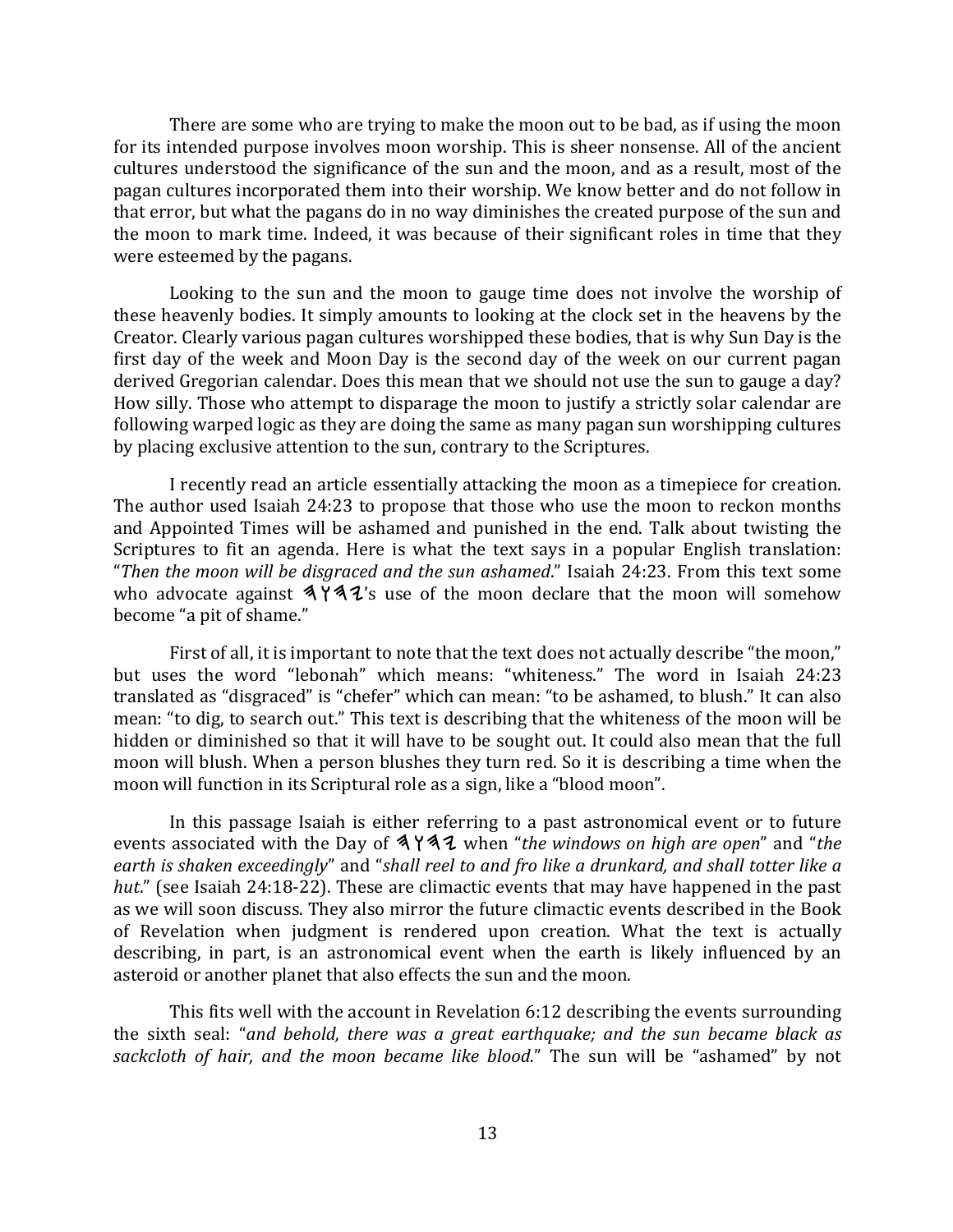There are some who are trying to make the moon out to be bad, as if using the moon for its intended purpose involves moon worship. This is sheer nonsense. All of the ancient cultures understood the significance of the sun and the moon, and as a result, most of the pagan cultures incorporated them into their worship. We know better and do not follow in that error, but what the pagans do in no way diminishes the created purpose of the sun and the moon to mark time. Indeed, it was because of their significant roles in time that they were esteemed by the pagans.

Looking to the sun and the moon to gauge time does not involve the worship of these heavenly bodies. It simply amounts to looking at the clock set in the heavens by the Creator. Clearly various pagan cultures worshipped these bodies, that is why Sun Day is the first day of the week and Moon Day is the second day of the week on our current pagan derived Gregorian calendar. Does this mean that we should not use the sun to gauge a day? How silly. Those who attempt to disparage the moon to justify a strictly solar calendar are following warped logic as they are doing the same as many pagan sun worshipping cultures by placing exclusive attention to the sun, contrary to the Scriptures.

I recently read an article essentially attacking the moon as a timepiece for creation. The author used Isaiah 24:23 to propose that those who use the moon to reckon months and Appointed Times will be ashamed and punished in the end. Talk about twisting the Scriptures to fit an agenda. Here is what the text says in a popular English translation: "*Then the moon will be disgraced and the sun ashamed*." Isaiah 24:23. From this text some who advocate against 𐤄𐤅𐤄𐤉's use of the moon declare that the moon will somehow become "a pit of shame."

First of all, it is important to note that the text does not actually describe "the moon," but uses the word "lebonah" which means: "whiteness." The word in Isaiah 24:23 translated as "disgraced" is "chefer" which can mean: "to be ashamed, to blush." It can also mean: "to dig, to search out." This text is describing that the whiteness of the moon will be hidden or diminished so that it will have to be sought out. It could also mean that the full moon will blush. When a person blushes they turn red. So it is describing a time when the moon will function in its Scriptural role as a sign, like a "blood moon".

In this passage Isaiah is either referring to a past astronomical event or to future events associated with the Day of 𐤄𐤅𐤄𐤉 when "*the windows on high are open*" and "*the earth is shaken exceedingly*" and "*shall reel to and fro like a drunkard, and shall totter like a hut*." (see Isaiah 24:18-22). These are climactic events that may have happened in the past as we will soon discuss. They also mirror the future climactic events described in the Book of Revelation when judgment is rendered upon creation. What the text is actually describing, in part, is an astronomical event when the earth is likely influenced by an asteroid or another planet that also effects the sun and the moon.

This fits well with the account in Revelation 6:12 describing the events surrounding the sixth seal: "*and behold, there was a great earthquake; and the sun became black as sackcloth of hair, and the moon became like blood.*" The sun will be "ashamed" by not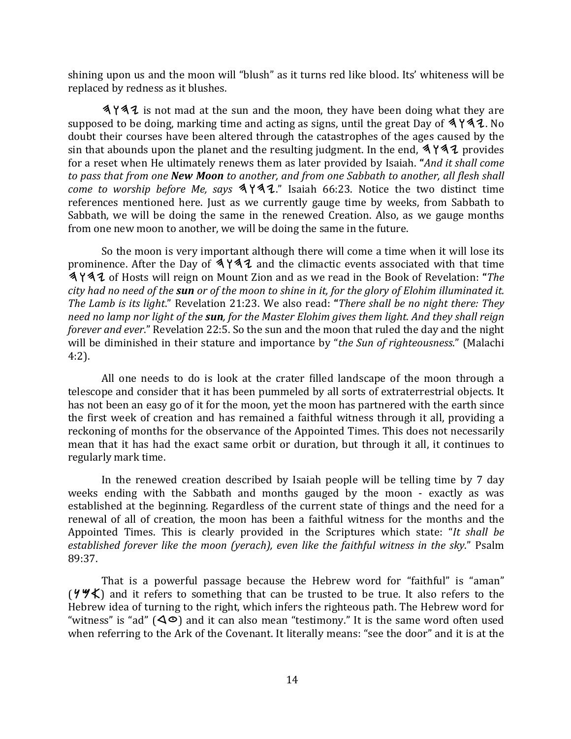shining upon us and the moon will "blush" as it turns red like blood. Its' whiteness will be replaced by redness as it blushes.

𐤉𐤄𐤅𐤄 is not mad at the sun and the moon, they have been doing what they are supposed to be doing, marking time and acting as signs, until the great Day of 𐤉𐤄𐤅𐤄. No doubt their courses have been altered through the catastrophes of the ages caused by the sin that abounds upon the planet and the resulting judgment. In the end, 𐤉𐤄𐤅𐤄 provides for a reset when He ultimately renews them as later provided by Isaiah. **"***And it shall come to pass that from one* ***New Moon*** *to another, and from one Sabbath to another, all flesh shall come to worship before Me, says* 𐤉𐤄𐤅𐤄." Isaiah 66:23. Notice the two distinct time references mentioned here. Just as we currently gauge time by weeks, from Sabbath to Sabbath, we will be doing the same in the renewed Creation. Also, as we gauge months from one new moon to another, we will be doing the same in the future.

So the moon is very important although there will come a time when it will lose its prominence. After the Day of 𐤉𐤄𐤅𐤄 and the climactic events associated with that time 𐤉𐤄𐤅𐤄 of Hosts will reign on Mount Zion and as we read in the Book of Revelation: **"***The city had no need of the* ***sun*** *or of the moon to shine in it, for the glory of Elohim illuminated it. The Lamb is its light*." Revelation 21:23. We also read: **"***There shall be no night there: They need no lamp nor light of the* ***sun****, for the Master Elohim gives them light. And they shall reign forever and ever*." Revelation 22:5. So the sun and the moon that ruled the day and the night will be diminished in their stature and importance by "*the Sun of righteousness*." (Malachi 4:2).

All one needs to do is look at the crater filled landscape of the moon through a telescope and consider that it has been pummeled by all sorts of extraterrestrial objects. It has not been an easy go of it for the moon, yet the moon has partnered with the earth since the first week of creation and has remained a faithful witness through it all, providing a reckoning of months for the observance of the Appointed Times. This does not necessarily mean that it has had the exact same orbit or duration, but through it all, it continues to regularly mark time.

In the renewed creation described by Isaiah people will be telling time by 7 day weeks ending with the Sabbath and months gauged by the moon - exactly as was established at the beginning. Regardless of the current state of things and the need for a renewal of all of creation, the moon has been a faithful witness for the months and the Appointed Times. This is clearly provided in the Scriptures which state: "*It shall be established forever like the moon (yerach), even like the faithful witness in the sky*." Psalm 89:37.

That is a powerful passage because the Hebrew word for "faithful" is "aman" (𐤀𐤌𐤍) and it refers to something that can be trusted to be true. It also refers to the Hebrew idea of turning to the right, which infers the righteous path. The Hebrew word for "witness" is "ad" (𐤏𐤃) and it can also mean "testimony." It is the same word often used when referring to the Ark of the Covenant. It literally means: "see the door" and it is at the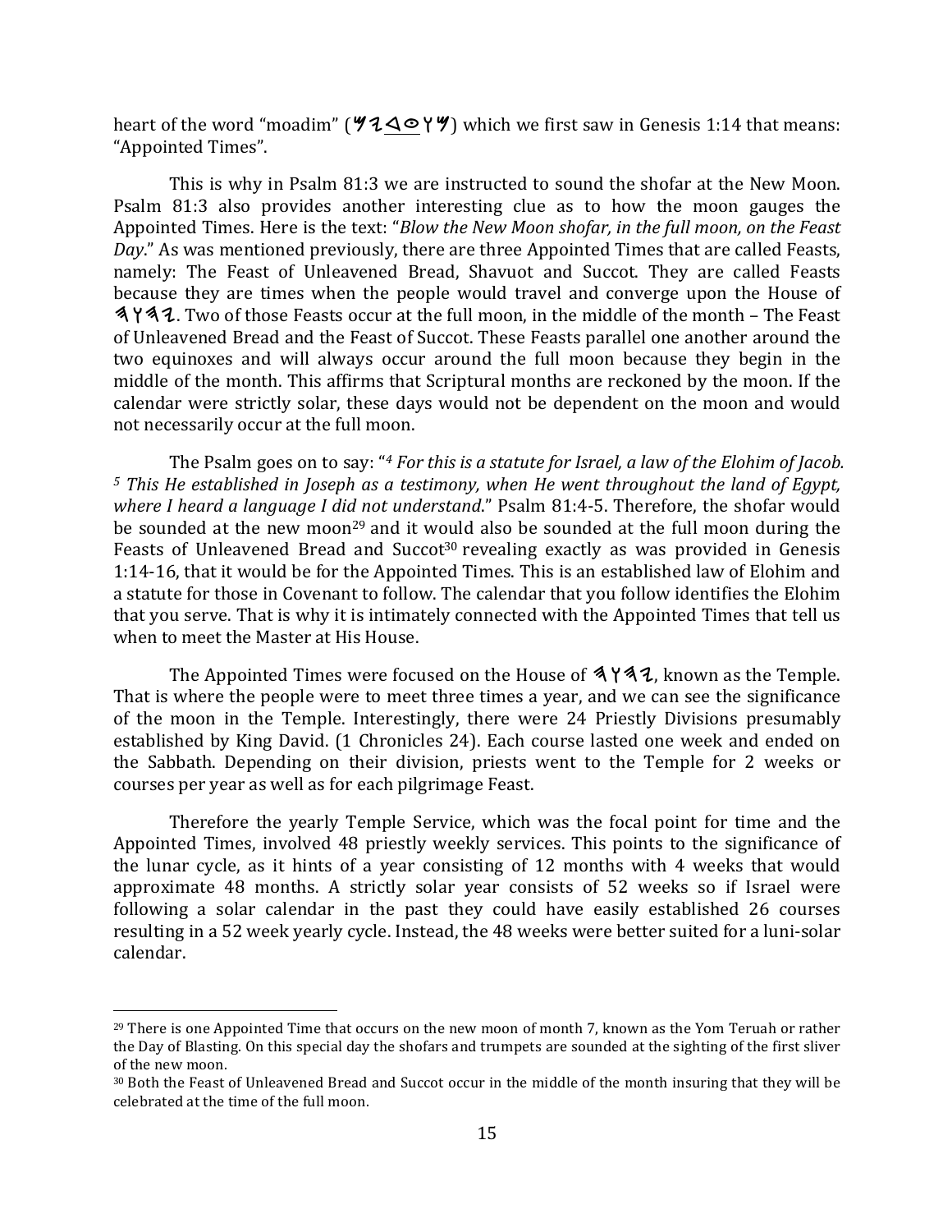heart of the word "moadim" (𐤌𐤉𐤃𐤏𐤅𐤌) which we first saw in Genesis 1:14 that means: "Appointed Times".

This is why in Psalm 81:3 we are instructed to sound the shofar at the New Moon. Psalm 81:3 also provides another interesting clue as to how the moon gauges the Appointed Times. Here is the text: "*Blow the New Moon shofar, in the full moon, on the Feast Day*." As was mentioned previously, there are three Appointed Times that are called Feasts, namely: The Feast of Unleavened Bread, Shavuot and Succot. They are called Feasts because they are times when the people would travel and converge upon the House of 𐤄𐤅𐤄𐤉. Two of those Feasts occur at the full moon, in the middle of the month – The Feast of Unleavened Bread and the Feast of Succot. These Feasts parallel one another around the two equinoxes and will always occur around the full moon because they begin in the middle of the month. This affirms that Scriptural months are reckoned by the moon. If the calendar were strictly solar, these days would not be dependent on the moon and would not necessarily occur at the full moon.

The Psalm goes on to say: "*4 For this is a statute for Israel, a law of the Elohim of Jacob. 5 This He established in Joseph as a testimony, when He went throughout the land of Egypt, where I heard a language I did not understand*." Psalm 81:4-5. Therefore, the shofar would be sounded at the new moon[29] and it would also be sounded at the full moon during the Feasts of Unleavened Bread and Succot[30] revealing exactly as was provided in Genesis 1:14-16, that it would be for the Appointed Times. This is an established law of Elohim and a statute for those in Covenant to follow. The calendar that you follow identifies the Elohim that you serve. That is why it is intimately connected with the Appointed Times that tell us when to meet the Master at His House.

The Appointed Times were focused on the House of 𐤄𐤅𐤄𐤉, known as the Temple. That is where the people were to meet three times a year, and we can see the significance of the moon in the Temple. Interestingly, there were 24 Priestly Divisions presumably established by King David. (1 Chronicles 24). Each course lasted one week and ended on the Sabbath. Depending on their division, priests went to the Temple for 2 weeks or courses per year as well as for each pilgrimage Feast.

Therefore the yearly Temple Service, which was the focal point for time and the Appointed Times, involved 48 priestly weekly services. This points to the significance of the lunar cycle, as it hints of a year consisting of 12 months with 4 weeks that would approximate 48 months. A strictly solar year consists of 52 weeks so if Israel were following a solar calendar in the past they could have easily established 26 courses resulting in a 52 week yearly cycle. Instead, the 48 weeks were better suited for a luni-solar calendar.

---

[29] There is one Appointed Time that occurs on the new moon of month 7, known as the Yom Teruah or rather the Day of Blasting. On this special day the shofars and trumpets are sounded at the sighting of the first sliver of the new moon.

[30] Both the Feast of Unleavened Bread and Succot occur in the middle of the month insuring that they will be celebrated at the time of the full moon.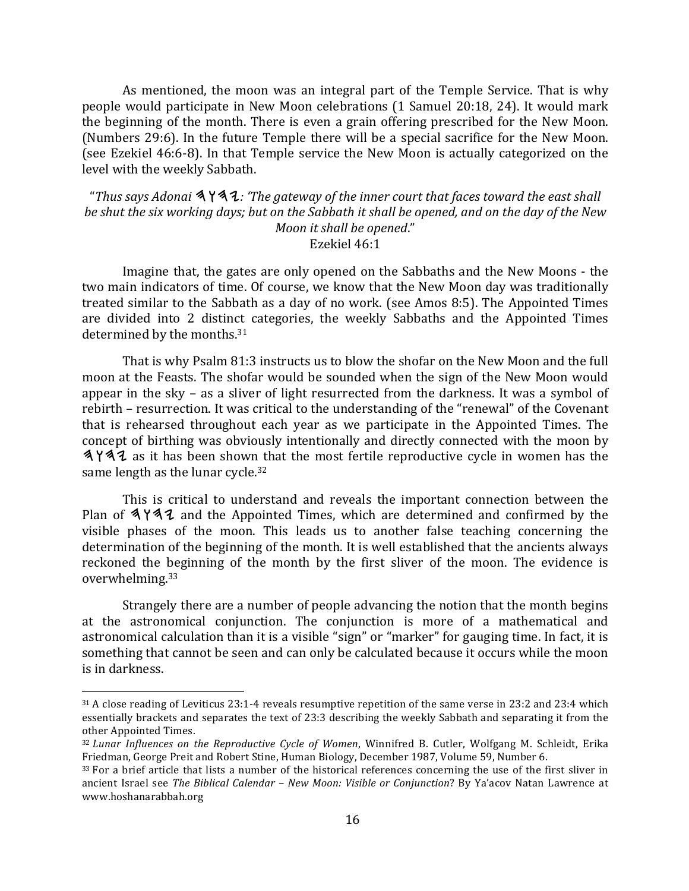As mentioned, the moon was an integral part of the Temple Service. That is why people would participate in New Moon celebrations (1 Samuel 20:18, 24). It would mark the beginning of the month. There is even a grain offering prescribed for the New Moon. (Numbers 29:6). In the future Temple there will be a special sacrifice for the New Moon. (see Ezekiel 46:6-8). In that Temple service the New Moon is actually categorized on the level with the weekly Sabbath.

<center>

"*Thus says Adonai 𐤉𐤄𐤅𐤄: 'The gateway of the inner court that faces toward the east shall be shut the six working days; but on the Sabbath it shall be opened, and on the day of the New Moon it shall be opened*."
Ezekiel 46:1

</center>

Imagine that, the gates are only opened on the Sabbaths and the New Moons - the two main indicators of time. Of course, we know that the New Moon day was traditionally treated similar to the Sabbath as a day of no work. (see Amos 8:5). The Appointed Times are divided into 2 distinct categories, the weekly Sabbaths and the Appointed Times determined by the months.[31]

That is why Psalm 81:3 instructs us to blow the shofar on the New Moon and the full moon at the Feasts. The shofar would be sounded when the sign of the New Moon would appear in the sky – as a sliver of light resurrected from the darkness. It was a symbol of rebirth – resurrection. It was critical to the understanding of the "renewal" of the Covenant that is rehearsed throughout each year as we participate in the Appointed Times. The concept of birthing was obviously intentionally and directly connected with the moon by 𐤉𐤄𐤅𐤄 as it has been shown that the most fertile reproductive cycle in women has the same length as the lunar cycle.[32]

This is critical to understand and reveals the important connection between the Plan of 𐤉𐤄𐤅𐤄 and the Appointed Times, which are determined and confirmed by the visible phases of the moon. This leads us to another false teaching concerning the determination of the beginning of the month. It is well established that the ancients always reckoned the beginning of the month by the first sliver of the moon. The evidence is overwhelming.[33]

Strangely there are a number of people advancing the notion that the month begins at the astronomical conjunction. The conjunction is more of a mathematical and astronomical calculation than it is a visible "sign" or "marker" for gauging time. In fact, it is something that cannot be seen and can only be calculated because it occurs while the moon is in darkness.

---

[31] A close reading of Leviticus 23:1-4 reveals resumptive repetition of the same verse in 23:2 and 23:4 which essentially brackets and separates the text of 23:3 describing the weekly Sabbath and separating it from the other Appointed Times.

[32] *Lunar Influences on the Reproductive Cycle of Women*, Winnifred B. Cutler, Wolfgang M. Schleidt, Erika Friedman, George Preit and Robert Stine, Human Biology, December 1987, Volume 59, Number 6.

[33] For a brief article that lists a number of the historical references concerning the use of the first sliver in ancient Israel see *The Biblical Calendar – New Moon: Visible or Conjunction*? By Ya'acov Natan Lawrence at www.hoshanarabbah.org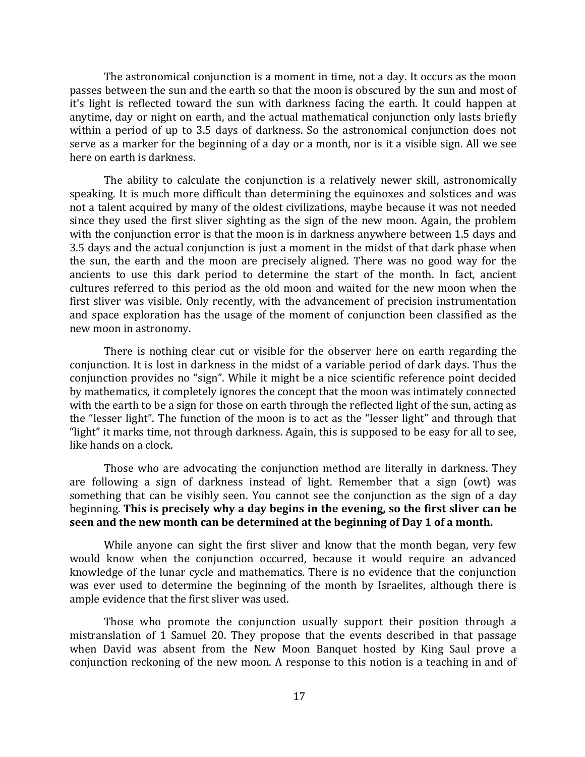The astronomical conjunction is a moment in time, not a day. It occurs as the moon passes between the sun and the earth so that the moon is obscured by the sun and most of it's light is reflected toward the sun with darkness facing the earth. It could happen at anytime, day or night on earth, and the actual mathematical conjunction only lasts briefly within a period of up to 3.5 days of darkness. So the astronomical conjunction does not serve as a marker for the beginning of a day or a month, nor is it a visible sign. All we see here on earth is darkness.

The ability to calculate the conjunction is a relatively newer skill, astronomically speaking. It is much more difficult than determining the equinoxes and solstices and was not a talent acquired by many of the oldest civilizations, maybe because it was not needed since they used the first sliver sighting as the sign of the new moon. Again, the problem with the conjunction error is that the moon is in darkness anywhere between 1.5 days and 3.5 days and the actual conjunction is just a moment in the midst of that dark phase when the sun, the earth and the moon are precisely aligned. There was no good way for the ancients to use this dark period to determine the start of the month. In fact, ancient cultures referred to this period as the old moon and waited for the new moon when the first sliver was visible. Only recently, with the advancement of precision instrumentation and space exploration has the usage of the moment of conjunction been classified as the new moon in astronomy.

There is nothing clear cut or visible for the observer here on earth regarding the conjunction. It is lost in darkness in the midst of a variable period of dark days. Thus the conjunction provides no "sign". While it might be a nice scientific reference point decided by mathematics, it completely ignores the concept that the moon was intimately connected with the earth to be a sign for those on earth through the reflected light of the sun, acting as the "lesser light". The function of the moon is to act as the "lesser light" and through that "light" it marks time, not through darkness. Again, this is supposed to be easy for all to see, like hands on a clock.

Those who are advocating the conjunction method are literally in darkness. They are following a sign of darkness instead of light. Remember that a sign (owt) was something that can be visibly seen. You cannot see the conjunction as the sign of a day beginning. **This is precisely why a day begins in the evening, so the first sliver can be seen and the new month can be determined at the beginning of Day 1 of a month.**

While anyone can sight the first sliver and know that the month began, very few would know when the conjunction occurred, because it would require an advanced knowledge of the lunar cycle and mathematics. There is no evidence that the conjunction was ever used to determine the beginning of the month by Israelites, although there is ample evidence that the first sliver was used.

Those who promote the conjunction usually support their position through a mistranslation of 1 Samuel 20. They propose that the events described in that passage when David was absent from the New Moon Banquet hosted by King Saul prove a conjunction reckoning of the new moon. A response to this notion is a teaching in and of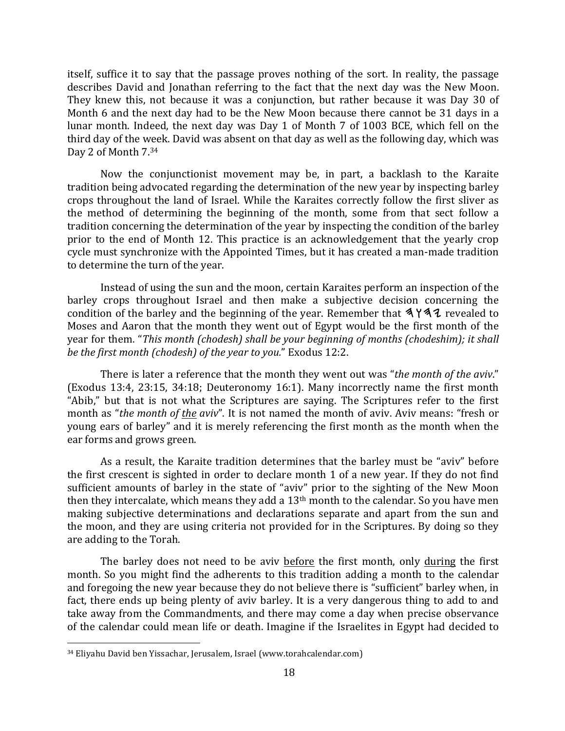itself, suffice it to say that the passage proves nothing of the sort. In reality, the passage describes David and Jonathan referring to the fact that the next day was the New Moon. They knew this, not because it was a conjunction, but rather because it was Day 30 of Month 6 and the next day had to be the New Moon because there cannot be 31 days in a lunar month. Indeed, the next day was Day 1 of Month 7 of 1003 BCE, which fell on the third day of the week. David was absent on that day as well as the following day, which was Day 2 of Month 7.[34]

Now the conjunctionist movement may be, in part, a backlash to the Karaite tradition being advocated regarding the determination of the new year by inspecting barley crops throughout the land of Israel. While the Karaites correctly follow the first sliver as the method of determining the beginning of the month, some from that sect follow a tradition concerning the determination of the year by inspecting the condition of the barley prior to the end of Month 12. This practice is an acknowledgement that the yearly crop cycle must synchronize with the Appointed Times, but it has created a man-made tradition to determine the turn of the year.

Instead of using the sun and the moon, certain Karaites perform an inspection of the barley crops throughout Israel and then make a subjective decision concerning the condition of the barley and the beginning of the year. Remember that 𐤉𐤄𐤅𐤄 revealed to Moses and Aaron that the month they went out of Egypt would be the first month of the year for them. "*This month (chodesh) shall be your beginning of months (chodeshim); it shall be the first month (chodesh) of the year to you.*" Exodus 12:2.

There is later a reference that the month they went out was "*the month of the aviv*." (Exodus 13:4, 23:15, 34:18; Deuteronomy 16:1). Many incorrectly name the first month "Abib," but that is not what the Scriptures are saying. The Scriptures refer to the first month as "*the month of <u>the</u> aviv*". It is not named the month of aviv. Aviv means: "fresh or young ears of barley" and it is merely referencing the first month as the month when the ear forms and grows green.

As a result, the Karaite tradition determines that the barley must be "aviv" before the first crescent is sighted in order to declare month 1 of a new year. If they do not find sufficient amounts of barley in the state of "aviv" prior to the sighting of the New Moon then they intercalate, which means they add a 13th month to the calendar. So you have men making subjective determinations and declarations separate and apart from the sun and the moon, and they are using criteria not provided for in the Scriptures. By doing so they are adding to the Torah.

The barley does not need to be aviv <u>before</u> the first month, only <u>during</u> the first month. So you might find the adherents to this tradition adding a month to the calendar and foregoing the new year because they do not believe there is "sufficient" barley when, in fact, there ends up being plenty of aviv barley. It is a very dangerous thing to add to and take away from the Commandments, and there may come a day when precise observance of the calendar could mean life or death. Imagine if the Israelites in Egypt had decided to

---

[34] Eliyahu David ben Yissachar, Jerusalem, Israel (www.torahcalendar.com)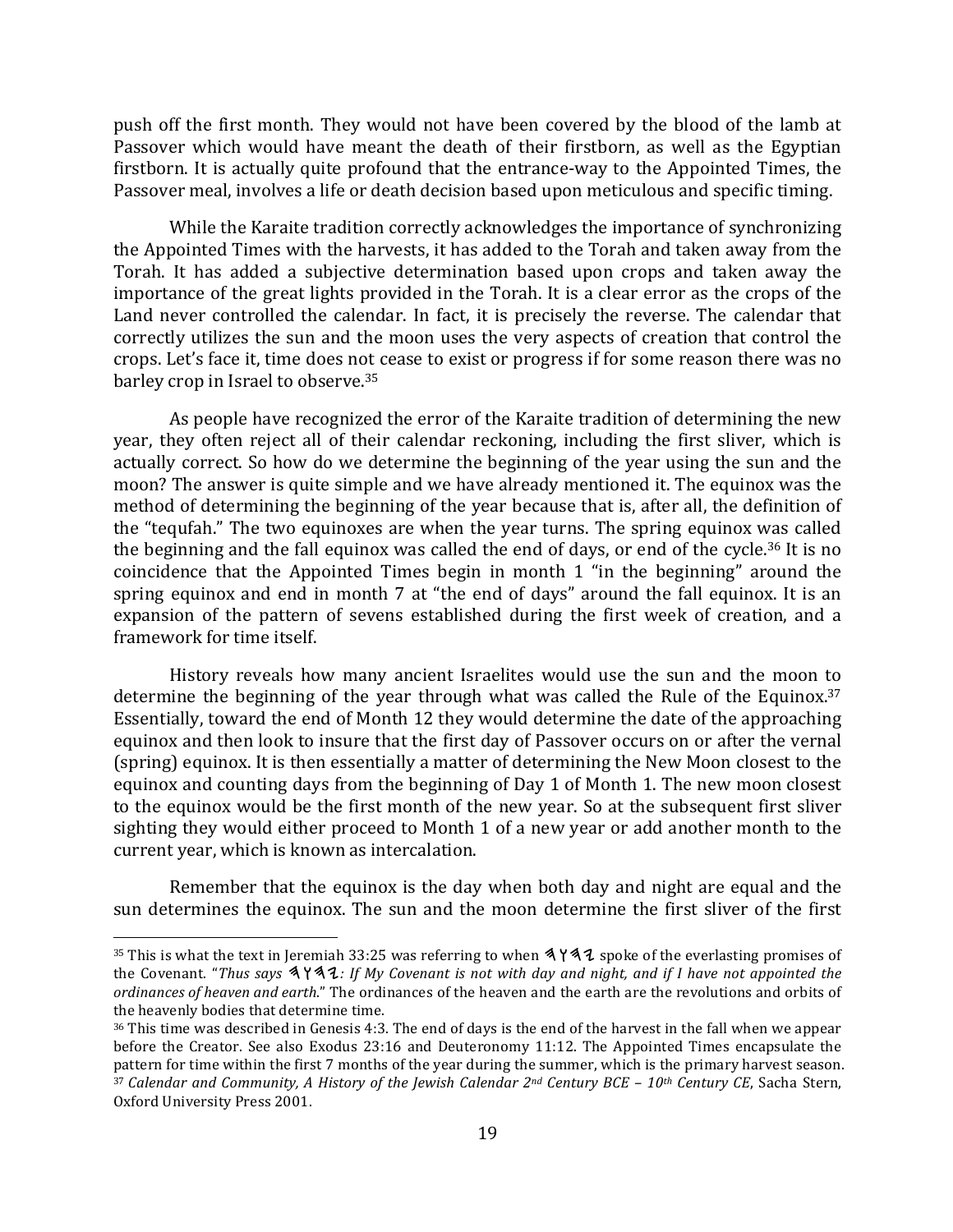push off the first month. They would not have been covered by the blood of the lamb at Passover which would have meant the death of their firstborn, as well as the Egyptian firstborn. It is actually quite profound that the entrance-way to the Appointed Times, the Passover meal, involves a life or death decision based upon meticulous and specific timing.

While the Karaite tradition correctly acknowledges the importance of synchronizing the Appointed Times with the harvests, it has added to the Torah and taken away from the Torah. It has added a subjective determination based upon crops and taken away the importance of the great lights provided in the Torah. It is a clear error as the crops of the Land never controlled the calendar. In fact, it is precisely the reverse. The calendar that correctly utilizes the sun and the moon uses the very aspects of creation that control the crops. Let's face it, time does not cease to exist or progress if for some reason there was no barley crop in Israel to observe.[35]

As people have recognized the error of the Karaite tradition of determining the new year, they often reject all of their calendar reckoning, including the first sliver, which is actually correct. So how do we determine the beginning of the year using the sun and the moon? The answer is quite simple and we have already mentioned it. The equinox was the method of determining the beginning of the year because that is, after all, the definition of the "tequfah." The two equinoxes are when the year turns. The spring equinox was called the beginning and the fall equinox was called the end of days, or end of the cycle.[36] It is no coincidence that the Appointed Times begin in month 1 "in the beginning" around the spring equinox and end in month 7 at "the end of days" around the fall equinox. It is an expansion of the pattern of sevens established during the first week of creation, and a framework for time itself.

History reveals how many ancient Israelites would use the sun and the moon to determine the beginning of the year through what was called the Rule of the Equinox.[37] Essentially, toward the end of Month 12 they would determine the date of the approaching equinox and then look to insure that the first day of Passover occurs on or after the vernal (spring) equinox. It is then essentially a matter of determining the New Moon closest to the equinox and counting days from the beginning of Day 1 of Month 1. The new moon closest to the equinox would be the first month of the new year. So at the subsequent first sliver sighting they would either proceed to Month 1 of a new year or add another month to the current year, which is known as intercalation.

Remember that the equinox is the day when both day and night are equal and the sun determines the equinox. The sun and the moon determine the first sliver of the first

---

[35] This is what the text in Jeremiah 33:25 was referring to when 𐤉𐤄𐤅𐤄 spoke of the everlasting promises of the Covenant. "*Thus says 𐤉𐤄𐤅𐤄: If My Covenant is not with day and night, and if I have not appointed the ordinances of heaven and earth.*" The ordinances of the heaven and the earth are the revolutions and orbits of the heavenly bodies that determine time.

[36] This time was described in Genesis 4:3. The end of days is the end of the harvest in the fall when we appear before the Creator. See also Exodus 23:16 and Deuteronomy 11:12. The Appointed Times encapsulate the pattern for time within the first 7 months of the year during the summer, which is the primary harvest season.

[37] *Calendar and Community, A History of the Jewish Calendar 2nd Century BCE – 10th Century CE*, Sacha Stern, Oxford University Press 2001.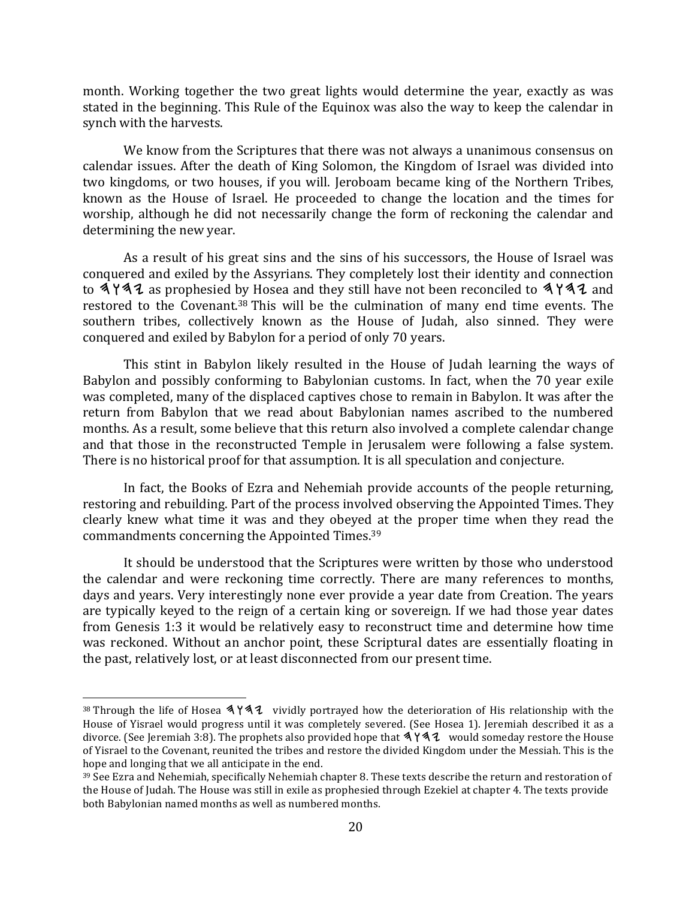month. Working together the two great lights would determine the year, exactly as was stated in the beginning. This Rule of the Equinox was also the way to keep the calendar in synch with the harvests.

We know from the Scriptures that there was not always a unanimous consensus on calendar issues. After the death of King Solomon, the Kingdom of Israel was divided into two kingdoms, or two houses, if you will. Jeroboam became king of the Northern Tribes, known as the House of Israel. He proceeded to change the location and the times for worship, although he did not necessarily change the form of reckoning the calendar and determining the new year.

As a result of his great sins and the sins of his successors, the House of Israel was conquered and exiled by the Assyrians. They completely lost their identity and connection to 𐤉𐤄𐤅𐤄 as prophesied by Hosea and they still have not been reconciled to 𐤉𐤄𐤅𐤄 and restored to the Covenant.[38] This will be the culmination of many end time events. The southern tribes, collectively known as the House of Judah, also sinned. They were conquered and exiled by Babylon for a period of only 70 years.

This stint in Babylon likely resulted in the House of Judah learning the ways of Babylon and possibly conforming to Babylonian customs. In fact, when the 70 year exile was completed, many of the displaced captives chose to remain in Babylon. It was after the return from Babylon that we read about Babylonian names ascribed to the numbered months. As a result, some believe that this return also involved a complete calendar change and that those in the reconstructed Temple in Jerusalem were following a false system. There is no historical proof for that assumption. It is all speculation and conjecture.

In fact, the Books of Ezra and Nehemiah provide accounts of the people returning, restoring and rebuilding. Part of the process involved observing the Appointed Times. They clearly knew what time it was and they obeyed at the proper time when they read the commandments concerning the Appointed Times.[39]

It should be understood that the Scriptures were written by those who understood the calendar and were reckoning time correctly. There are many references to months, days and years. Very interestingly none ever provide a year date from Creation. The years are typically keyed to the reign of a certain king or sovereign. If we had those year dates from Genesis 1:3 it would be relatively easy to reconstruct time and determine how time was reckoned. Without an anchor point, these Scriptural dates are essentially floating in the past, relatively lost, or at least disconnected from our present time.

---

[38] Through the life of Hosea 𐤉𐤄𐤅𐤄 vividly portrayed how the deterioration of His relationship with the House of Yisrael would progress until it was completely severed. (See Hosea 1). Jeremiah described it as a divorce. (See Jeremiah 3:8). The prophets also provided hope that 𐤉𐤄𐤅𐤄 would someday restore the House of Yisrael to the Covenant, reunited the tribes and restore the divided Kingdom under the Messiah. This is the hope and longing that we all anticipate in the end.

[39] See Ezra and Nehemiah, specifically Nehemiah chapter 8. These texts describe the return and restoration of the House of Judah. The House was still in exile as prophesied through Ezekiel at chapter 4. The texts provide both Babylonian named months as well as numbered months.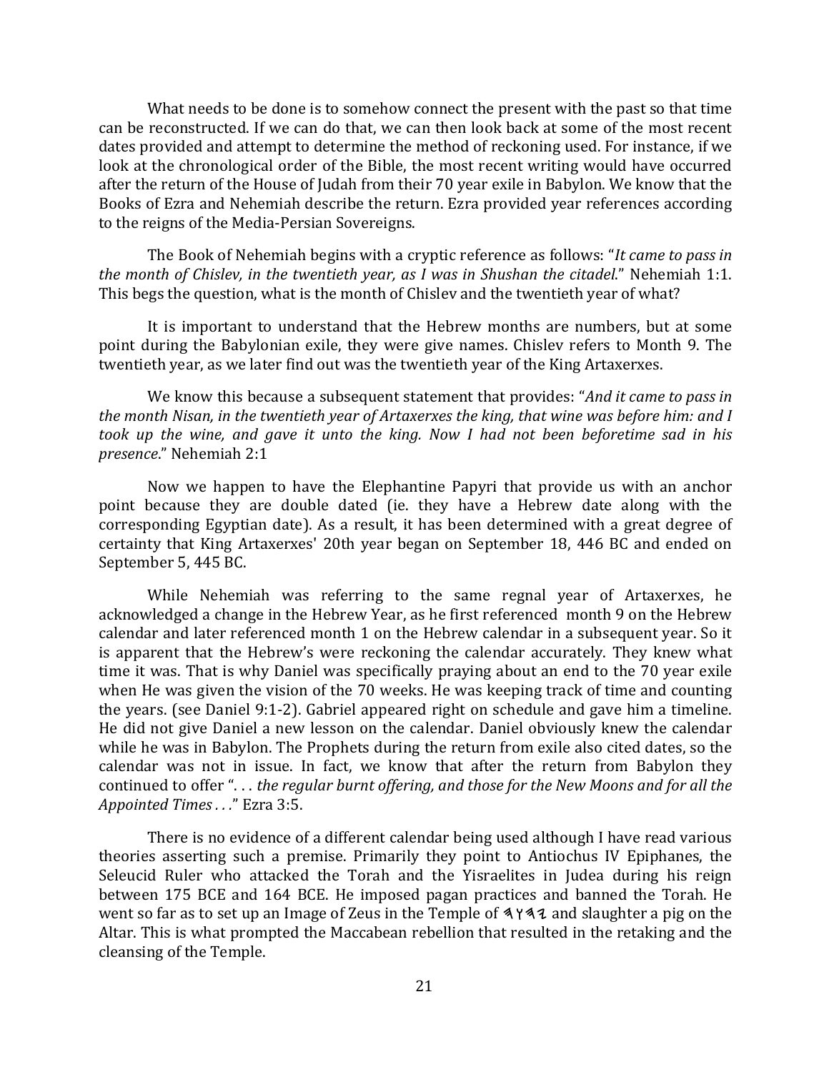What needs to be done is to somehow connect the present with the past so that time can be reconstructed. If we can do that, we can then look back at some of the most recent dates provided and attempt to determine the method of reckoning used. For instance, if we look at the chronological order of the Bible, the most recent writing would have occurred after the return of the House of Judah from their 70 year exile in Babylon. We know that the Books of Ezra and Nehemiah describe the return. Ezra provided year references according to the reigns of the Media-Persian Sovereigns.

The Book of Nehemiah begins with a cryptic reference as follows: "*It came to pass in the month of Chislev, in the twentieth year, as I was in Shushan the citadel*." Nehemiah 1:1. This begs the question, what is the month of Chislev and the twentieth year of what?

It is important to understand that the Hebrew months are numbers, but at some point during the Babylonian exile, they were give names. Chislev refers to Month 9. The twentieth year, as we later find out was the twentieth year of the King Artaxerxes.

We know this because a subsequent statement that provides: "*And it came to pass in the month Nisan, in the twentieth year of Artaxerxes the king, that wine was before him: and I took up the wine, and gave it unto the king. Now I had not been beforetime sad in his presence*." Nehemiah 2:1

Now we happen to have the Elephantine Papyri that provide us with an anchor point because they are double dated (ie. they have a Hebrew date along with the corresponding Egyptian date). As a result, it has been determined with a great degree of certainty that King Artaxerxes' 20th year began on September 18, 446 BC and ended on September 5, 445 BC.

While Nehemiah was referring to the same regnal year of Artaxerxes, he acknowledged a change in the Hebrew Year, as he first referenced month 9 on the Hebrew calendar and later referenced month 1 on the Hebrew calendar in a subsequent year. So it is apparent that the Hebrew's were reckoning the calendar accurately. They knew what time it was. That is why Daniel was specifically praying about an end to the 70 year exile when He was given the vision of the 70 weeks. He was keeping track of time and counting the years. (see Daniel 9:1-2). Gabriel appeared right on schedule and gave him a timeline. He did not give Daniel a new lesson on the calendar. Daniel obviously knew the calendar while he was in Babylon. The Prophets during the return from exile also cited dates, so the calendar was not in issue. In fact, we know that after the return from Babylon they continued to offer ". . . *the regular burnt offering, and those for the New Moons and for all the Appointed Times* . . ." Ezra 3:5.

There is no evidence of a different calendar being used although I have read various theories asserting such a premise. Primarily they point to Antiochus IV Epiphanes, the Seleucid Ruler who attacked the Torah and the Yisraelites in Judea during his reign between 175 BCE and 164 BCE. He imposed pagan practices and banned the Torah. He went so far as to set up an Image of Zeus in the Temple of 𐤉𐤄𐤅𐤄 and slaughter a pig on the Altar. This is what prompted the Maccabean rebellion that resulted in the retaking and the cleansing of the Temple.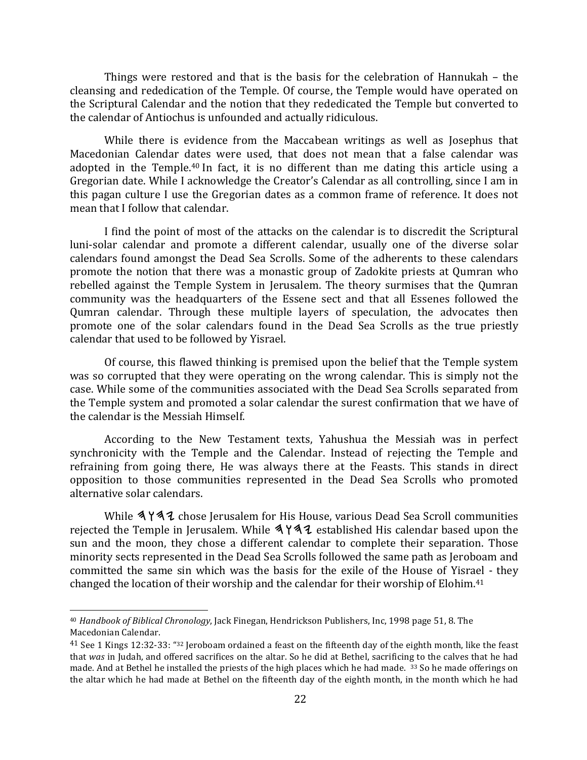Things were restored and that is the basis for the celebration of Hannukah – the cleansing and rededication of the Temple. Of course, the Temple would have operated on the Scriptural Calendar and the notion that they rededicated the Temple but converted to the calendar of Antiochus is unfounded and actually ridiculous.

While there is evidence from the Maccabean writings as well as Josephus that Macedonian Calendar dates were used, that does not mean that a false calendar was adopted in the Temple.[40] In fact, it is no different than me dating this article using a Gregorian date. While I acknowledge the Creator's Calendar as all controlling, since I am in this pagan culture I use the Gregorian dates as a common frame of reference. It does not mean that I follow that calendar.

I find the point of most of the attacks on the calendar is to discredit the Scriptural luni-solar calendar and promote a different calendar, usually one of the diverse solar calendars found amongst the Dead Sea Scrolls. Some of the adherents to these calendars promote the notion that there was a monastic group of Zadokite priests at Qumran who rebelled against the Temple System in Jerusalem. The theory surmises that the Qumran community was the headquarters of the Essene sect and that all Essenes followed the Qumran calendar. Through these multiple layers of speculation, the advocates then promote one of the solar calendars found in the Dead Sea Scrolls as the true priestly calendar that used to be followed by Yisrael.

Of course, this flawed thinking is premised upon the belief that the Temple system was so corrupted that they were operating on the wrong calendar. This is simply not the case. While some of the communities associated with the Dead Sea Scrolls separated from the Temple system and promoted a solar calendar the surest confirmation that we have of the calendar is the Messiah Himself.

According to the New Testament texts, Yahushua the Messiah was in perfect synchronicity with the Temple and the Calendar. Instead of rejecting the Temple and refraining from going there, He was always there at the Feasts. This stands in direct opposition to those communities represented in the Dead Sea Scrolls who promoted alternative solar calendars.

While 𐤉𐤄𐤅𐤄 chose Jerusalem for His House, various Dead Sea Scroll communities rejected the Temple in Jerusalem. While 𐤉𐤄𐤅𐤄 established His calendar based upon the sun and the moon, they chose a different calendar to complete their separation. Those minority sects represented in the Dead Sea Scrolls followed the same path as Jeroboam and committed the same sin which was the basis for the exile of the House of Yisrael - they changed the location of their worship and the calendar for their worship of Elohim.[41]

---

[40] *Handbook of Biblical Chronology*, Jack Finegan, Hendrickson Publishers, Inc, 1998 page 51, 8. The Macedonian Calendar.

[41] See 1 Kings 12:32-33: "[32] Jeroboam ordained a feast on the fifteenth day of the eighth month, like the feast that *was* in Judah, and offered sacrifices on the altar. So he did at Bethel, sacrificing to the calves that he had made. And at Bethel he installed the priests of the high places which he had made. [33] So he made offerings on the altar which he had made at Bethel on the fifteenth day of the eighth month, in the month which he had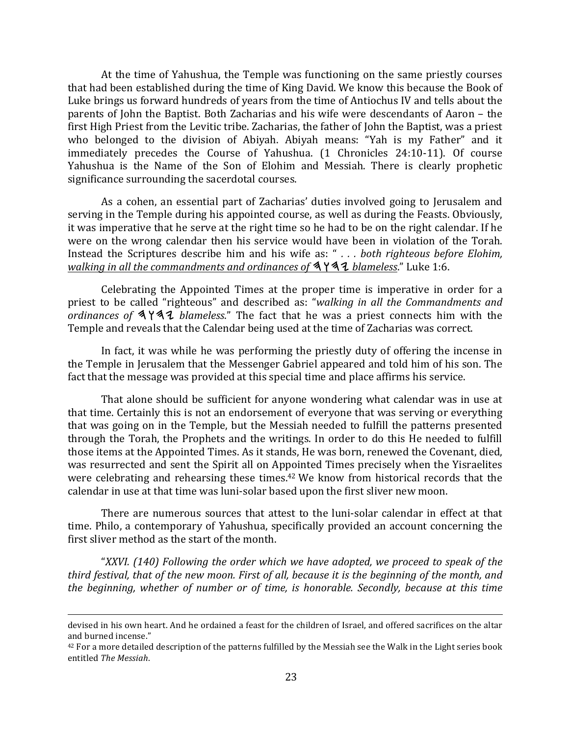At the time of Yahushua, the Temple was functioning on the same priestly courses that had been established during the time of King David. We know this because the Book of Luke brings us forward hundreds of years from the time of Antiochus IV and tells about the parents of John the Baptist. Both Zacharias and his wife were descendants of Aaron – the first High Priest from the Levitic tribe. Zacharias, the father of John the Baptist, was a priest who belonged to the division of Abiyah. Abiyah means: "Yah is my Father" and it immediately precedes the Course of Yahushua. (1 Chronicles 24:10-11). Of course Yahushua is the Name of the Son of Elohim and Messiah. There is clearly prophetic significance surrounding the sacerdotal courses.

As a cohen, an essential part of Zacharias' duties involved going to Jerusalem and serving in the Temple during his appointed course, as well as during the Feasts. Obviously, it was imperative that he serve at the right time so he had to be on the right calendar. If he were on the wrong calendar then his service would have been in violation of the Torah. Instead the Scriptures describe him and his wife as: " *. . . both righteous before Elohim, walking in all the commandments and ordinances of* 𐤉𐤄𐤅𐤄 *blameless*." Luke 1:6.

Celebrating the Appointed Times at the proper time is imperative in order for a priest to be called "righteous" and described as: "*walking in all the Commandments and ordinances of* 𐤉𐤄𐤅𐤄 *blameless*." The fact that he was a priest connects him with the Temple and reveals that the Calendar being used at the time of Zacharias was correct.

In fact, it was while he was performing the priestly duty of offering the incense in the Temple in Jerusalem that the Messenger Gabriel appeared and told him of his son. The fact that the message was provided at this special time and place affirms his service.

That alone should be sufficient for anyone wondering what calendar was in use at that time. Certainly this is not an endorsement of everyone that was serving or everything that was going on in the Temple, but the Messiah needed to fulfill the patterns presented through the Torah, the Prophets and the writings. In order to do this He needed to fulfill those items at the Appointed Times. As it stands, He was born, renewed the Covenant, died, was resurrected and sent the Spirit all on Appointed Times precisely when the Yisraelites were celebrating and rehearsing these times.[42] We know from historical records that the calendar in use at that time was luni-solar based upon the first sliver new moon.

There are numerous sources that attest to the luni-solar calendar in effect at that time. Philo, a contemporary of Yahushua, specifically provided an account concerning the first sliver method as the start of the month.

"*XXVI. (140) Following the order which we have adopted, we proceed to speak of the third festival, that of the new moon. First of all, because it is the beginning of the month, and the beginning, whether of number or of time, is honorable. Secondly, because at this time*

---

devised in his own heart. And he ordained a feast for the children of Israel, and offered sacrifices on the altar and burned incense."

[42] For a more detailed description of the patterns fulfilled by the Messiah see the Walk in the Light series book entitled *The Messiah*.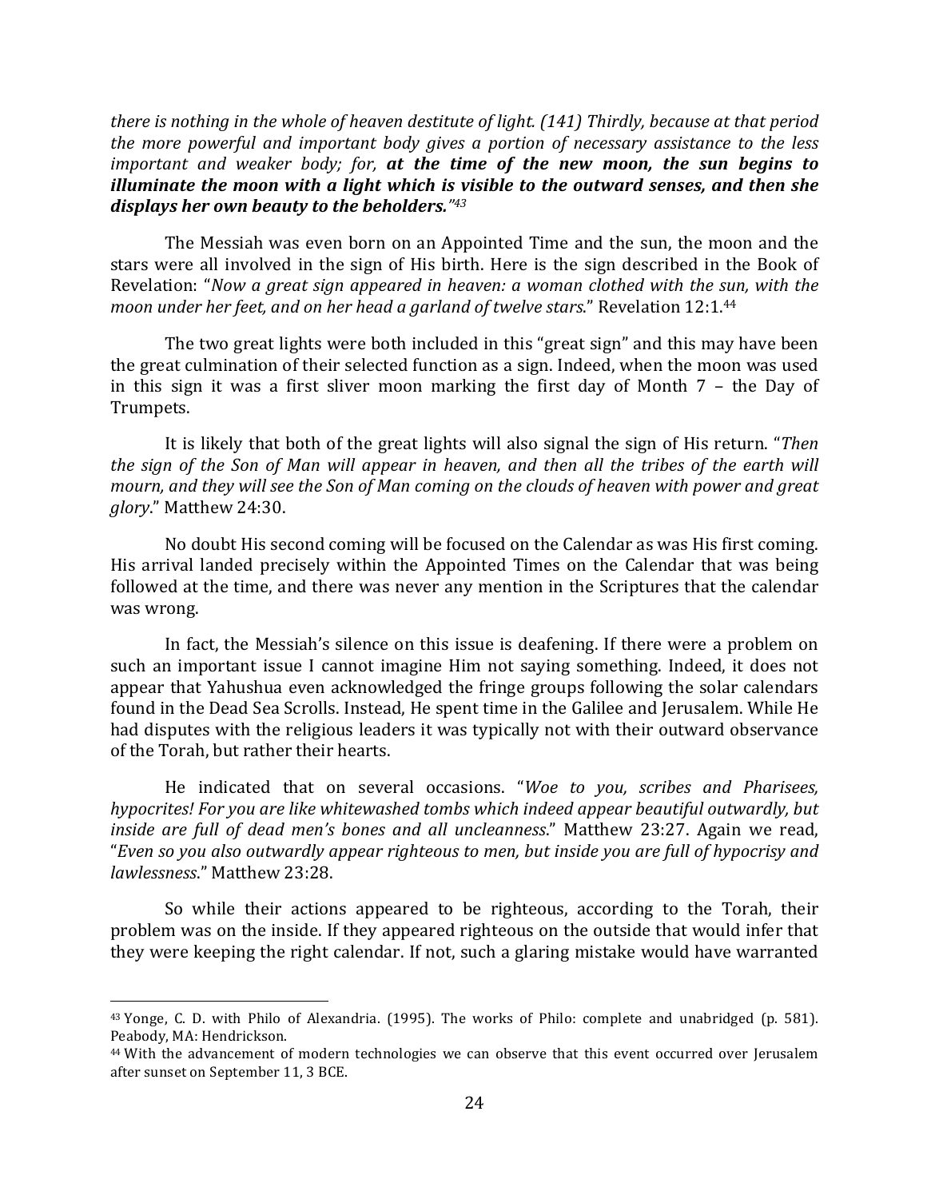*there is nothing in the whole of heaven destitute of light. (141) Thirdly, because at that period the more powerful and important body gives a portion of necessary assistance to the less important and weaker body; for,* ***at the time of the new moon, the sun begins to illuminate the moon with a light which is visible to the outward senses, and then she displays her own beauty to the beholders.****"*[43]

The Messiah was even born on an Appointed Time and the sun, the moon and the stars were all involved in the sign of His birth. Here is the sign described in the Book of Revelation: "*Now a great sign appeared in heaven: a woman clothed with the sun, with the moon under her feet, and on her head a garland of twelve stars*." Revelation 12:1.[44]

The two great lights were both included in this "great sign" and this may have been the great culmination of their selected function as a sign. Indeed, when the moon was used in this sign it was a first sliver moon marking the first day of Month 7 – the Day of Trumpets.

It is likely that both of the great lights will also signal the sign of His return. "*Then the sign of the Son of Man will appear in heaven, and then all the tribes of the earth will mourn, and they will see the Son of Man coming on the clouds of heaven with power and great glory*." Matthew 24:30.

No doubt His second coming will be focused on the Calendar as was His first coming. His arrival landed precisely within the Appointed Times on the Calendar that was being followed at the time, and there was never any mention in the Scriptures that the calendar was wrong.

In fact, the Messiah's silence on this issue is deafening. If there were a problem on such an important issue I cannot imagine Him not saying something. Indeed, it does not appear that Yahushua even acknowledged the fringe groups following the solar calendars found in the Dead Sea Scrolls. Instead, He spent time in the Galilee and Jerusalem. While He had disputes with the religious leaders it was typically not with their outward observance of the Torah, but rather their hearts.

He indicated that on several occasions. "*Woe to you, scribes and Pharisees, hypocrites! For you are like whitewashed tombs which indeed appear beautiful outwardly, but inside are full of dead men's bones and all uncleanness*." Matthew 23:27. Again we read, "*Even so you also outwardly appear righteous to men, but inside you are full of hypocrisy and lawlessness*." Matthew 23:28.

So while their actions appeared to be righteous, according to the Torah, their problem was on the inside. If they appeared righteous on the outside that would infer that they were keeping the right calendar. If not, such a glaring mistake would have warranted

---

[43] Yonge, C. D. with Philo of Alexandria. (1995). The works of Philo: complete and unabridged (p. 581). Peabody, MA: Hendrickson.

[44] With the advancement of modern technologies we can observe that this event occurred over Jerusalem after sunset on September 11, 3 BCE.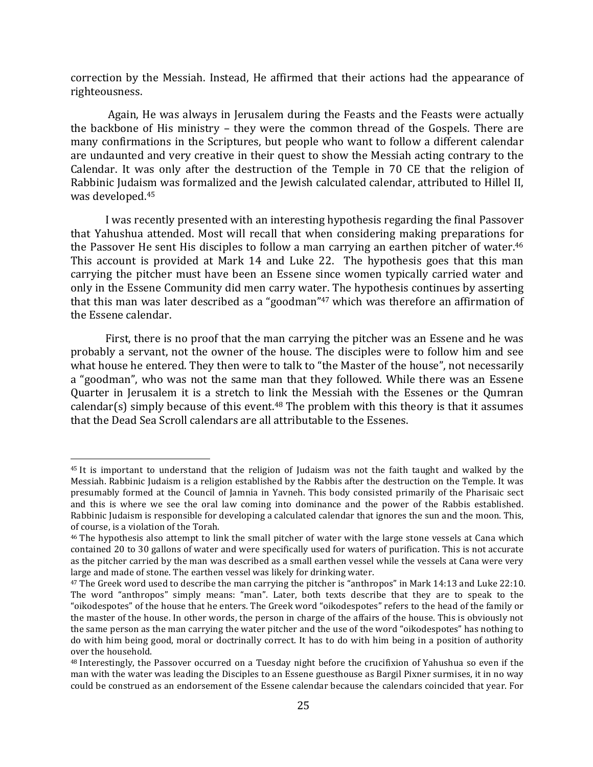correction by the Messiah. Instead, He affirmed that their actions had the appearance of righteousness.

Again, He was always in Jerusalem during the Feasts and the Feasts were actually the backbone of His ministry – they were the common thread of the Gospels. There are many confirmations in the Scriptures, but people who want to follow a different calendar are undaunted and very creative in their quest to show the Messiah acting contrary to the Calendar. It was only after the destruction of the Temple in 70 CE that the religion of Rabbinic Judaism was formalized and the Jewish calculated calendar, attributed to Hillel II, was developed.[45]

I was recently presented with an interesting hypothesis regarding the final Passover that Yahushua attended. Most will recall that when considering making preparations for the Passover He sent His disciples to follow a man carrying an earthen pitcher of water.[46] This account is provided at Mark 14 and Luke 22. The hypothesis goes that this man carrying the pitcher must have been an Essene since women typically carried water and only in the Essene Community did men carry water. The hypothesis continues by asserting that this man was later described as a "goodman"[47] which was therefore an affirmation of the Essene calendar.

First, there is no proof that the man carrying the pitcher was an Essene and he was probably a servant, not the owner of the house. The disciples were to follow him and see what house he entered. They then were to talk to "the Master of the house", not necessarily a "goodman", who was not the same man that they followed. While there was an Essene Quarter in Jerusalem it is a stretch to link the Messiah with the Essenes or the Qumran calendar(s) simply because of this event.[48] The problem with this theory is that it assumes that the Dead Sea Scroll calendars are all attributable to the Essenes.

---

[45] It is important to understand that the religion of Judaism was not the faith taught and walked by the Messiah. Rabbinic Judaism is a religion established by the Rabbis after the destruction on the Temple. It was presumably formed at the Council of Jamnia in Yavneh. This body consisted primarily of the Pharisaic sect and this is where we see the oral law coming into dominance and the power of the Rabbis established. Rabbinic Judaism is responsible for developing a calculated calendar that ignores the sun and the moon. This, of course, is a violation of the Torah.

[46] The hypothesis also attempt to link the small pitcher of water with the large stone vessels at Cana which contained 20 to 30 gallons of water and were specifically used for waters of purification. This is not accurate as the pitcher carried by the man was described as a small earthen vessel while the vessels at Cana were very large and made of stone. The earthen vessel was likely for drinking water.

[47] The Greek word used to describe the man carrying the pitcher is "anthropos" in Mark 14:13 and Luke 22:10. The word "anthropos" simply means: "man". Later, both texts describe that they are to speak to the "oikodespotes" of the house that he enters. The Greek word "oikodespotes" refers to the head of the family or the master of the house. In other words, the person in charge of the affairs of the house. This is obviously not the same person as the man carrying the water pitcher and the use of the word "oikodespotes" has nothing to do with him being good, moral or doctrinally correct. It has to do with him being in a position of authority over the household.

[48] Interestingly, the Passover occurred on a Tuesday night before the crucifixion of Yahushua so even if the man with the water was leading the Disciples to an Essene guesthouse as Bargil Pixner surmises, it in no way could be construed as an endorsement of the Essene calendar because the calendars coincided that year. For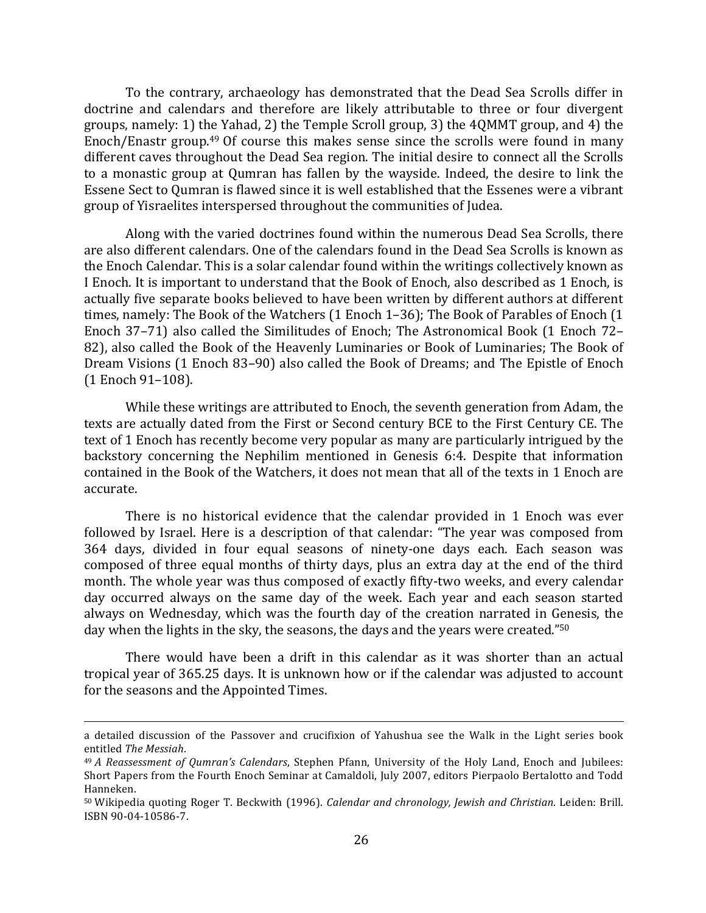To the contrary, archaeology has demonstrated that the Dead Sea Scrolls differ in doctrine and calendars and therefore are likely attributable to three or four divergent groups, namely: 1) the Yahad, 2) the Temple Scroll group, 3) the 4QMMT group, and 4) the Enoch/Enastr group.[49] Of course this makes sense since the scrolls were found in many different caves throughout the Dead Sea region. The initial desire to connect all the Scrolls to a monastic group at Qumran has fallen by the wayside. Indeed, the desire to link the Essene Sect to Qumran is flawed since it is well established that the Essenes were a vibrant group of Yisraelites interspersed throughout the communities of Judea.

Along with the varied doctrines found within the numerous Dead Sea Scrolls, there are also different calendars. One of the calendars found in the Dead Sea Scrolls is known as the Enoch Calendar. This is a solar calendar found within the writings collectively known as I Enoch. It is important to understand that the Book of Enoch, also described as 1 Enoch, is actually five separate books believed to have been written by different authors at different times, namely: The Book of the Watchers (1 Enoch 1–36); The Book of Parables of Enoch (1 Enoch 37–71) also called the Similitudes of Enoch; The Astronomical Book (1 Enoch 72–82), also called the Book of the Heavenly Luminaries or Book of Luminaries; The Book of Dream Visions (1 Enoch 83–90) also called the Book of Dreams; and The Epistle of Enoch (1 Enoch 91–108).

While these writings are attributed to Enoch, the seventh generation from Adam, the texts are actually dated from the First or Second century BCE to the First Century CE. The text of 1 Enoch has recently become very popular as many are particularly intrigued by the backstory concerning the Nephilim mentioned in Genesis 6:4. Despite that information contained in the Book of the Watchers, it does not mean that all of the texts in 1 Enoch are accurate.

There is no historical evidence that the calendar provided in 1 Enoch was ever followed by Israel. Here is a description of that calendar: "The year was composed from 364 days, divided in four equal seasons of ninety-one days each. Each season was composed of three equal months of thirty days, plus an extra day at the end of the third month. The whole year was thus composed of exactly fifty-two weeks, and every calendar day occurred always on the same day of the week. Each year and each season started always on Wednesday, which was the fourth day of the creation narrated in Genesis, the day when the lights in the sky, the seasons, the days and the years were created."[50]

There would have been a drift in this calendar as it was shorter than an actual tropical year of 365.25 days. It is unknown how or if the calendar was adjusted to account for the seasons and the Appointed Times.

---

a detailed discussion of the Passover and crucifixion of Yahushua see the Walk in the Light series book entitled *The Messiah*.

[49] *A Reassessment of Qumran's Calendars*, Stephen Pfann, University of the Holy Land, Enoch and Jubilees: Short Papers from the Fourth Enoch Seminar at Camaldoli, July 2007, editors Pierpaolo Bertalotto and Todd Hanneken.

[50] Wikipedia quoting Roger T. Beckwith (1996). *Calendar and chronology, Jewish and Christian*. Leiden: Brill. ISBN 90-04-10586-7.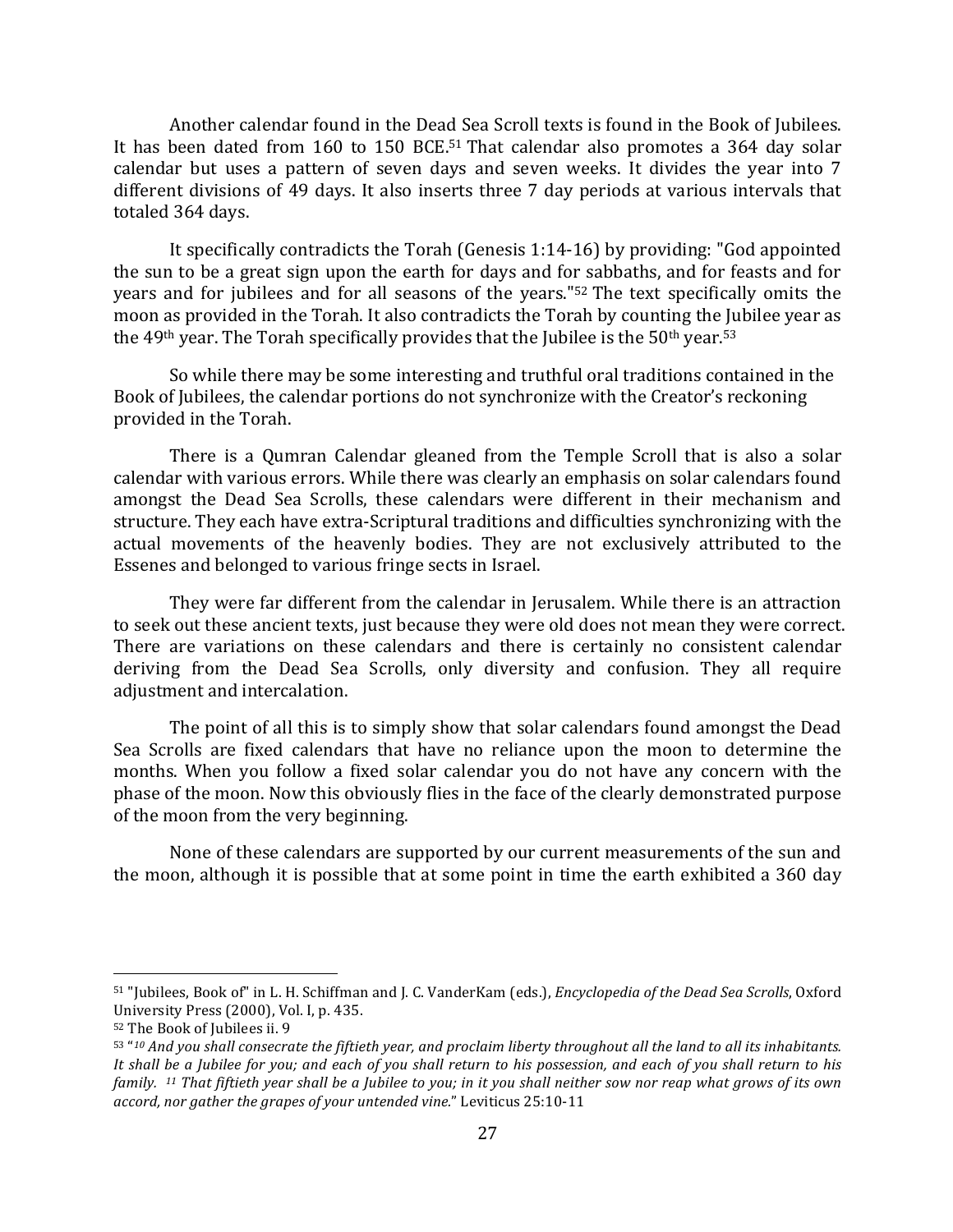Another calendar found in the Dead Sea Scroll texts is found in the Book of Jubilees. It has been dated from 160 to 150 BCE.[51] That calendar also promotes a 364 day solar calendar but uses a pattern of seven days and seven weeks. It divides the year into 7 different divisions of 49 days. It also inserts three 7 day periods at various intervals that totaled 364 days.

It specifically contradicts the Torah (Genesis 1:14-16) by providing: "God appointed the sun to be a great sign upon the earth for days and for sabbaths, and for feasts and for years and for jubilees and for all seasons of the years."[52] The text specifically omits the moon as provided in the Torah. It also contradicts the Torah by counting the Jubilee year as the 49th year. The Torah specifically provides that the Jubilee is the 50th year.[53]

So while there may be some interesting and truthful oral traditions contained in the Book of Jubilees, the calendar portions do not synchronize with the Creator's reckoning provided in the Torah.

There is a Qumran Calendar gleaned from the Temple Scroll that is also a solar calendar with various errors. While there was clearly an emphasis on solar calendars found amongst the Dead Sea Scrolls, these calendars were different in their mechanism and structure. They each have extra-Scriptural traditions and difficulties synchronizing with the actual movements of the heavenly bodies. They are not exclusively attributed to the Essenes and belonged to various fringe sects in Israel.

They were far different from the calendar in Jerusalem. While there is an attraction to seek out these ancient texts, just because they were old does not mean they were correct. There are variations on these calendars and there is certainly no consistent calendar deriving from the Dead Sea Scrolls, only diversity and confusion. They all require adjustment and intercalation.

The point of all this is to simply show that solar calendars found amongst the Dead Sea Scrolls are fixed calendars that have no reliance upon the moon to determine the months. When you follow a fixed solar calendar you do not have any concern with the phase of the moon. Now this obviously flies in the face of the clearly demonstrated purpose of the moon from the very beginning.

None of these calendars are supported by our current measurements of the sun and the moon, although it is possible that at some point in time the earth exhibited a 360 day

---

[51] "Jubilees, Book of" in L. H. Schiffman and J. C. VanderKam (eds.), *Encyclopedia of the Dead Sea Scrolls*, Oxford University Press (2000), Vol. I, p. 435.

[52] The Book of Jubilees ii. 9

[53] "*10 And you shall consecrate the fiftieth year, and proclaim liberty throughout all the land to all its inhabitants. It shall be a Jubilee for you; and each of you shall return to his possession, and each of you shall return to his family. 11 That fiftieth year shall be a Jubilee to you; in it you shall neither sow nor reap what grows of its own accord, nor gather the grapes of your untended vine.*" Leviticus 25:10-11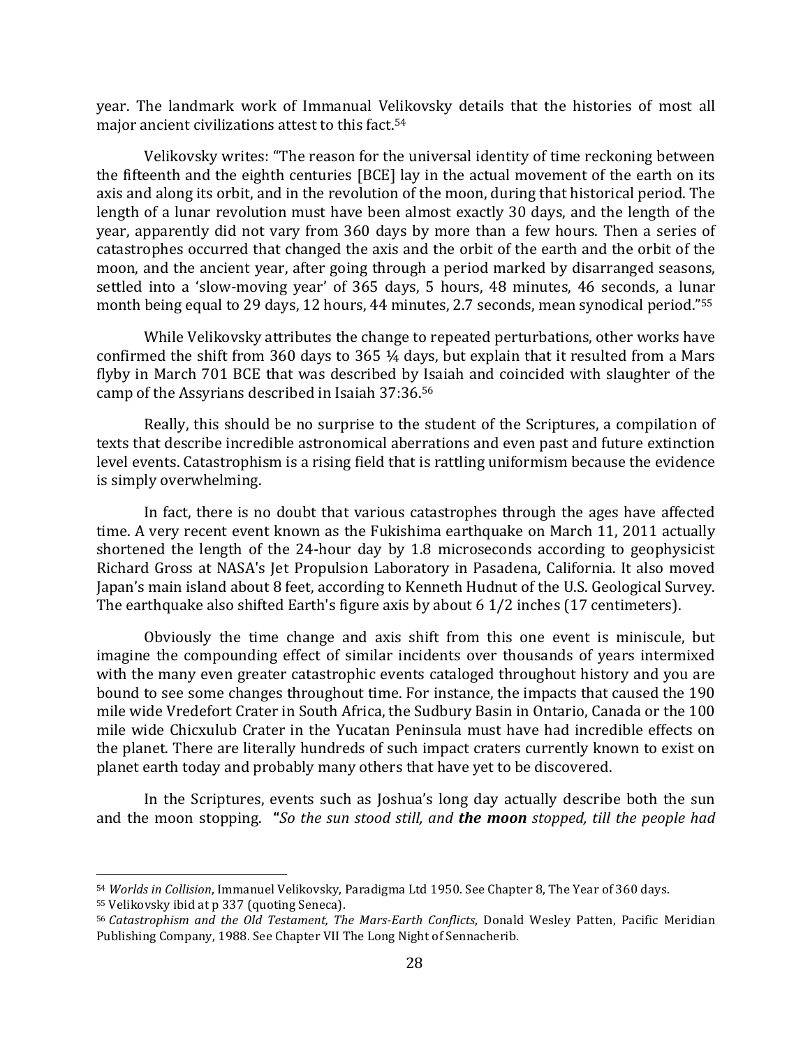year. The landmark work of Immanual Velikovsky details that the histories of most all major ancient civilizations attest to this fact.[54]

Velikovsky writes: "The reason for the universal identity of time reckoning between the fifteenth and the eighth centuries [BCE] lay in the actual movement of the earth on its axis and along its orbit, and in the revolution of the moon, during that historical period. The length of a lunar revolution must have been almost exactly 30 days, and the length of the year, apparently did not vary from 360 days by more than a few hours. Then a series of catastrophes occurred that changed the axis and the orbit of the earth and the orbit of the moon, and the ancient year, after going through a period marked by disarranged seasons, settled into a 'slow-moving year' of 365 days, 5 hours, 48 minutes, 46 seconds, a lunar month being equal to 29 days, 12 hours, 44 minutes, 2.7 seconds, mean synodical period."[55]

While Velikovsky attributes the change to repeated perturbations, other works have confirmed the shift from 360 days to 365 ¼ days, but explain that it resulted from a Mars flyby in March 701 BCE that was described by Isaiah and coincided with slaughter of the camp of the Assyrians described in Isaiah 37:36.[56]

Really, this should be no surprise to the student of the Scriptures, a compilation of texts that describe incredible astronomical aberrations and even past and future extinction level events. Catastrophism is a rising field that is rattling uniformism because the evidence is simply overwhelming.

In fact, there is no doubt that various catastrophes through the ages have affected time. A very recent event known as the Fukishima earthquake on March 11, 2011 actually shortened the length of the 24-hour day by 1.8 microseconds according to geophysicist Richard Gross at NASA's Jet Propulsion Laboratory in Pasadena, California. It also moved Japan's main island about 8 feet, according to Kenneth Hudnut of the U.S. Geological Survey. The earthquake also shifted Earth's figure axis by about 6 1/2 inches (17 centimeters).

Obviously the time change and axis shift from this one event is miniscule, but imagine the compounding effect of similar incidents over thousands of years intermixed with the many even greater catastrophic events cataloged throughout history and you are bound to see some changes throughout time. For instance, the impacts that caused the 190 mile wide Vredefort Crater in South Africa, the Sudbury Basin in Ontario, Canada or the 100 mile wide Chicxulub Crater in the Yucatan Peninsula must have had incredible effects on the planet. There are literally hundreds of such impact craters currently known to exist on planet earth today and probably many others that have yet to be discovered.

In the Scriptures, events such as Joshua's long day actually describe both the sun and the moon stopping. **"***So the sun stood still, and* ***the moon*** *stopped, till the people had*

---

[54] *Worlds in Collision*, Immanuel Velikovsky, Paradigma Ltd 1950. See Chapter 8, The Year of 360 days.

[55] Velikovsky ibid at p 337 (quoting Seneca).

[56] *Catastrophism and the Old Testament, The Mars-Earth Conflicts*, Donald Wesley Patten, Pacific Meridian Publishing Company, 1988. See Chapter VII The Long Night of Sennacherib.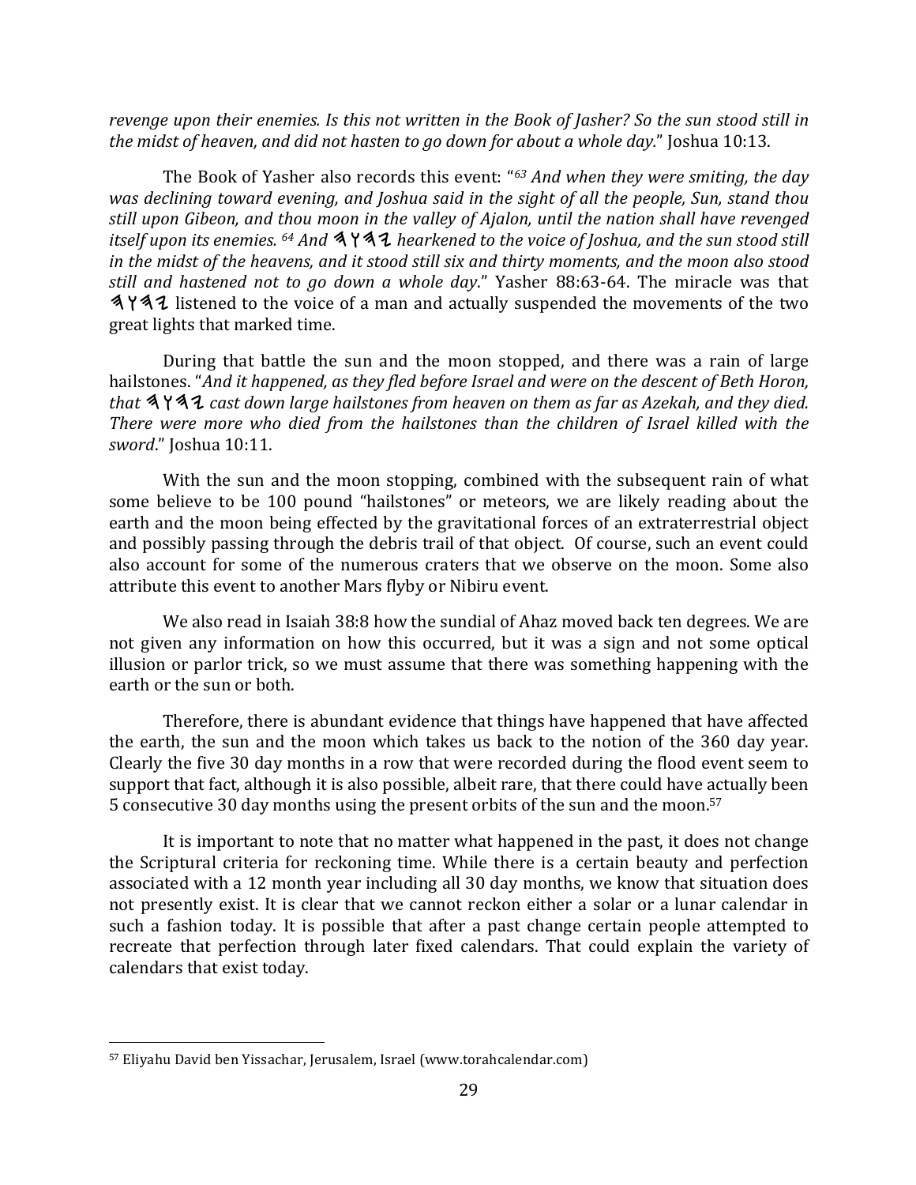*revenge upon their enemies. Is this not written in the Book of Jasher? So the sun stood still in the midst of heaven, and did not hasten to go down for about a whole day.*" Joshua 10:13.

The Book of Yasher also records this event: "*63 And when they were smiting, the day was declining toward evening, and Joshua said in the sight of all the people, Sun, stand thou still upon Gibeon, and thou moon in the valley of Ajalon, until the nation shall have revenged itself upon its enemies. 64 And 𐤉𐤄𐤅𐤄 hearkened to the voice of Joshua, and the sun stood still in the midst of the heavens, and it stood still six and thirty moments, and the moon also stood still and hastened not to go down a whole day*." Yasher 88:63-64. The miracle was that 𐤉𐤄𐤅𐤄 listened to the voice of a man and actually suspended the movements of the two great lights that marked time.

During that battle the sun and the moon stopped, and there was a rain of large hailstones. "*And it happened, as they fled before Israel and were on the descent of Beth Horon, that 𐤉𐤄𐤅𐤄 cast down large hailstones from heaven on them as far as Azekah, and they died. There were more who died from the hailstones than the children of Israel killed with the sword*." Joshua 10:11.

With the sun and the moon stopping, combined with the subsequent rain of what some believe to be 100 pound "hailstones" or meteors, we are likely reading about the earth and the moon being effected by the gravitational forces of an extraterrestrial object and possibly passing through the debris trail of that object. Of course, such an event could also account for some of the numerous craters that we observe on the moon. Some also attribute this event to another Mars flyby or Nibiru event.

We also read in Isaiah 38:8 how the sundial of Ahaz moved back ten degrees. We are not given any information on how this occurred, but it was a sign and not some optical illusion or parlor trick, so we must assume that there was something happening with the earth or the sun or both.

Therefore, there is abundant evidence that things have happened that have affected the earth, the sun and the moon which takes us back to the notion of the 360 day year. Clearly the five 30 day months in a row that were recorded during the flood event seem to support that fact, although it is also possible, albeit rare, that there could have actually been 5 consecutive 30 day months using the present orbits of the sun and the moon.[57]

It is important to note that no matter what happened in the past, it does not change the Scriptural criteria for reckoning time. While there is a certain beauty and perfection associated with a 12 month year including all 30 day months, we know that situation does not presently exist. It is clear that we cannot reckon either a solar or a lunar calendar in such a fashion today. It is possible that after a past change certain people attempted to recreate that perfection through later fixed calendars. That could explain the variety of calendars that exist today.

---

[57] Eliyahu David ben Yissachar, Jerusalem, Israel (www.torahcalendar.com)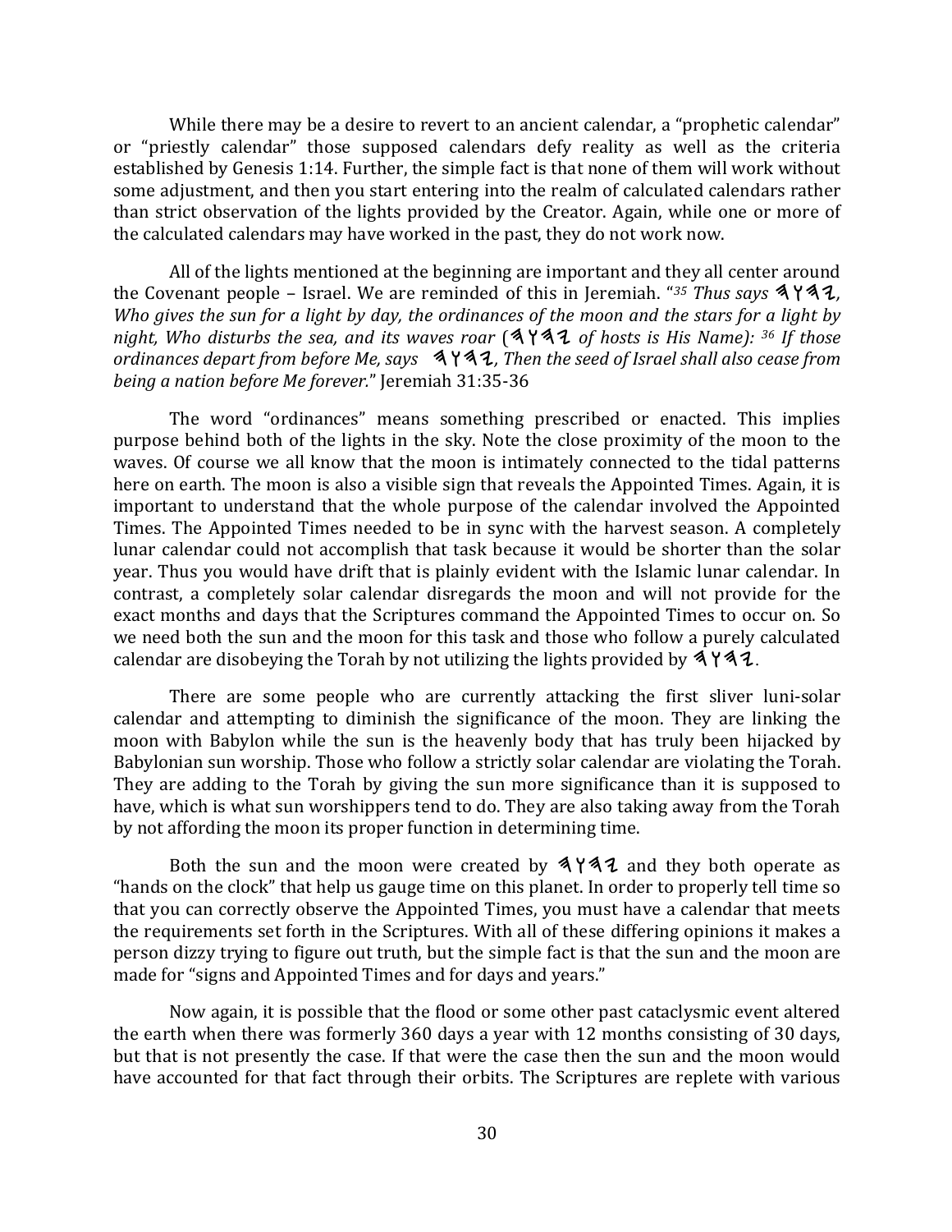While there may be a desire to revert to an ancient calendar, a "prophetic calendar" or "priestly calendar" those supposed calendars defy reality as well as the criteria established by Genesis 1:14. Further, the simple fact is that none of them will work without some adjustment, and then you start entering into the realm of calculated calendars rather than strict observation of the lights provided by the Creator. Again, while one or more of the calculated calendars may have worked in the past, they do not work now.

All of the lights mentioned at the beginning are important and they all center around the Covenant people – Israel. We are reminded of this in Jeremiah. "*35 Thus says 𐤉𐤄𐤅𐤄, Who gives the sun for a light by day, the ordinances of the moon and the stars for a light by night, Who disturbs the sea, and its waves roar (𐤉𐤄𐤅𐤄 of hosts is His Name): 36 If those ordinances depart from before Me, says 𐤉𐤄𐤅𐤄, Then the seed of Israel shall also cease from being a nation before Me forever.*" Jeremiah 31:35-36

The word "ordinances" means something prescribed or enacted. This implies purpose behind both of the lights in the sky. Note the close proximity of the moon to the waves. Of course we all know that the moon is intimately connected to the tidal patterns here on earth. The moon is also a visible sign that reveals the Appointed Times. Again, it is important to understand that the whole purpose of the calendar involved the Appointed Times. The Appointed Times needed to be in sync with the harvest season. A completely lunar calendar could not accomplish that task because it would be shorter than the solar year. Thus you would have drift that is plainly evident with the Islamic lunar calendar. In contrast, a completely solar calendar disregards the moon and will not provide for the exact months and days that the Scriptures command the Appointed Times to occur on. So we need both the sun and the moon for this task and those who follow a purely calculated calendar are disobeying the Torah by not utilizing the lights provided by 𐤉𐤄𐤅𐤄.

There are some people who are currently attacking the first sliver luni-solar calendar and attempting to diminish the significance of the moon. They are linking the moon with Babylon while the sun is the heavenly body that has truly been hijacked by Babylonian sun worship. Those who follow a strictly solar calendar are violating the Torah. They are adding to the Torah by giving the sun more significance than it is supposed to have, which is what sun worshippers tend to do. They are also taking away from the Torah by not affording the moon its proper function in determining time.

Both the sun and the moon were created by 𐤉𐤄𐤅𐤄 and they both operate as "hands on the clock" that help us gauge time on this planet. In order to properly tell time so that you can correctly observe the Appointed Times, you must have a calendar that meets the requirements set forth in the Scriptures. With all of these differing opinions it makes a person dizzy trying to figure out truth, but the simple fact is that the sun and the moon are made for "signs and Appointed Times and for days and years."

Now again, it is possible that the flood or some other past cataclysmic event altered the earth when there was formerly 360 days a year with 12 months consisting of 30 days, but that is not presently the case. If that were the case then the sun and the moon would have accounted for that fact through their orbits. The Scriptures are replete with various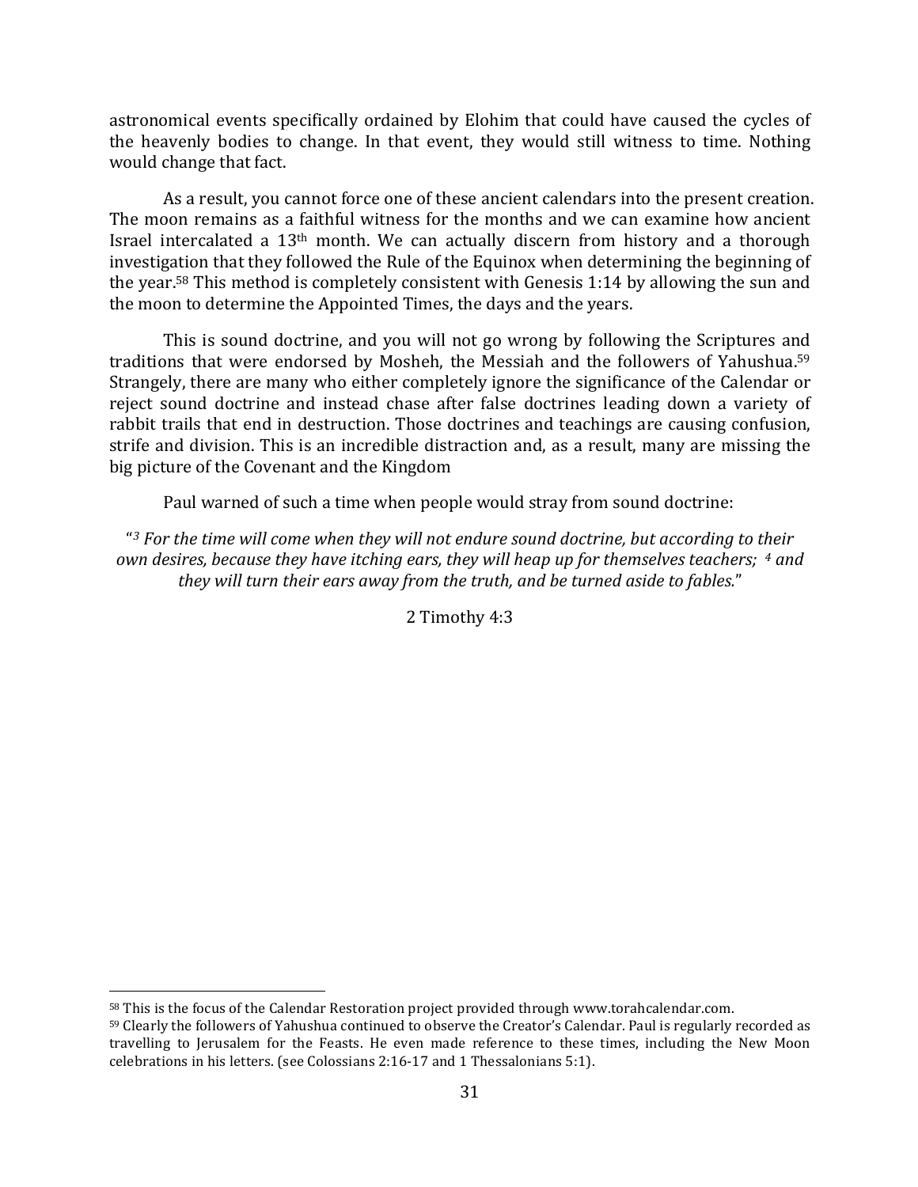astronomical events specifically ordained by Elohim that could have caused the cycles of the heavenly bodies to change. In that event, they would still witness to time. Nothing would change that fact.

As a result, you cannot force one of these ancient calendars into the present creation. The moon remains as a faithful witness for the months and we can examine how ancient Israel intercalated a 13th month. We can actually discern from history and a thorough investigation that they followed the Rule of the Equinox when determining the beginning of the year.[58] This method is completely consistent with Genesis 1:14 by allowing the sun and the moon to determine the Appointed Times, the days and the years.

This is sound doctrine, and you will not go wrong by following the Scriptures and traditions that were endorsed by Mosheh, the Messiah and the followers of Yahushua.[59] Strangely, there are many who either completely ignore the significance of the Calendar or reject sound doctrine and instead chase after false doctrines leading down a variety of rabbit trails that end in destruction. Those doctrines and teachings are causing confusion, strife and division. This is an incredible distraction and, as a result, many are missing the big picture of the Covenant and the Kingdom

Paul warned of such a time when people would stray from sound doctrine:

"*[3] For the time will come when they will not endure sound doctrine, but according to their own desires, because they have itching ears, they will heap up for themselves teachers; [4] and they will turn their ears away from the truth, and be turned aside to fables.*"

2 Timothy 4:3

---

[58] This is the focus of the Calendar Restoration project provided through www.torahcalendar.com.

[59] Clearly the followers of Yahushua continued to observe the Creator's Calendar. Paul is regularly recorded as travelling to Jerusalem for the Feasts. He even made reference to these times, including the New Moon celebrations in his letters. (see Colossians 2:16-17 and 1 Thessalonians 5:1).